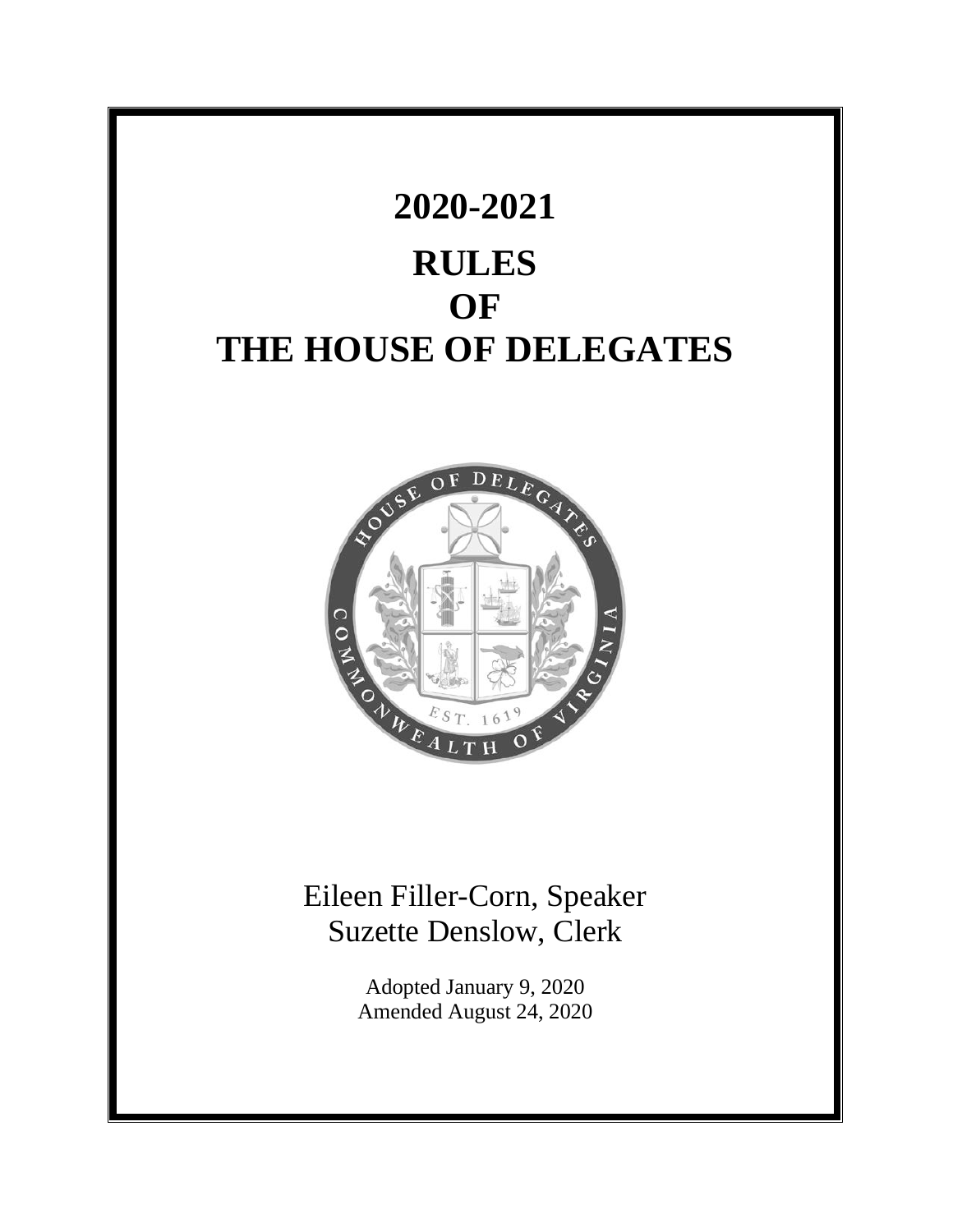# 2020-2021

# RULES
# OF
# THE HOUSE OF DELEGATES

Eileen Filler-Corn, Speaker
Suzette Denslow, Clerk

Adopted January 9, 2020
Amended August 24, 2020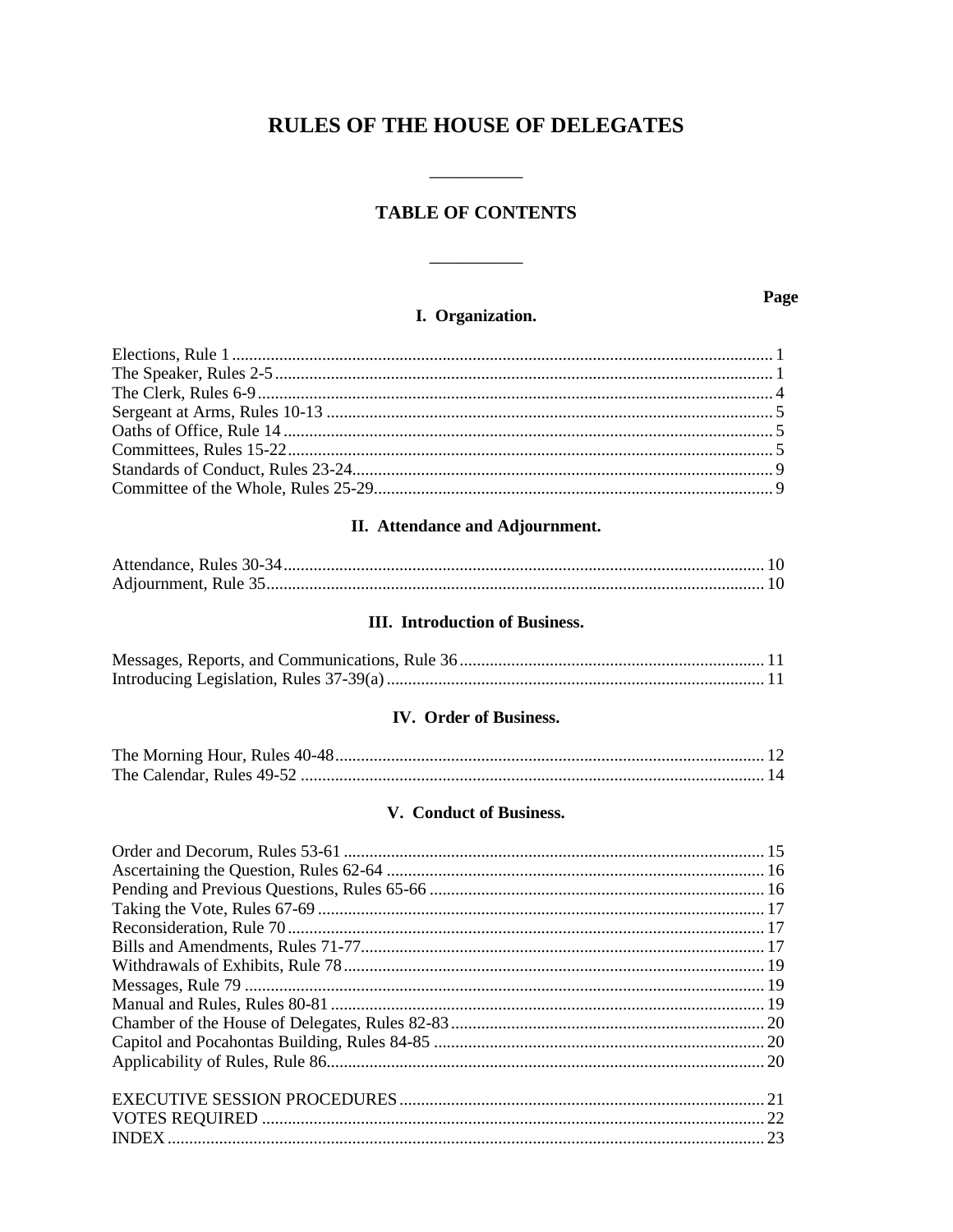# RULES OF THE HOUSE OF DELEGATES

---

## TABLE OF CONTENTS

---

| | Page |
|---|---|
| **I. Organization.** | |
| Elections, Rule 1 | 1 |
| The Speaker, Rules 2-5 | 1 |
| The Clerk, Rules 6-9 | 4 |
| Sergeant at Arms, Rules 10-13 | 5 |
| Oaths of Office, Rule 14 | 5 |
| Committees, Rules 15-22 | 5 |
| Standards of Conduct, Rules 23-24 | 9 |
| Committee of the Whole, Rules 25-29 | 9 |
| **II. Attendance and Adjournment.** | |
| Attendance, Rules 30-34 | 10 |
| Adjournment, Rule 35 | 10 |
| **III. Introduction of Business.** | |
| Messages, Reports, and Communications, Rule 36 | 11 |
| Introducing Legislation, Rules 37-39(a) | 11 |
| **IV. Order of Business.** | |
| The Morning Hour, Rules 40-48 | 12 |
| The Calendar, Rules 49-52 | 14 |
| **V. Conduct of Business.** | |
| Order and Decorum, Rules 53-61 | 15 |
| Ascertaining the Question, Rules 62-64 | 16 |
| Pending and Previous Questions, Rules 65-66 | 16 |
| Taking the Vote, Rules 67-69 | 17 |
| Reconsideration, Rule 70 | 17 |
| Bills and Amendments, Rules 71-77 | 17 |
| Withdrawals of Exhibits, Rule 78 | 19 |
| Messages, Rule 79 | 19 |
| Manual and Rules, Rules 80-81 | 19 |
| Chamber of the House of Delegates, Rules 82-83 | 20 |
| Capitol and Pocahontas Building, Rules 84-85 | 20 |
| Applicability of Rules, Rule 86 | 20 |
| EXECUTIVE SESSION PROCEDURES | 21 |
| VOTES REQUIRED | 22 |
| INDEX | 23 |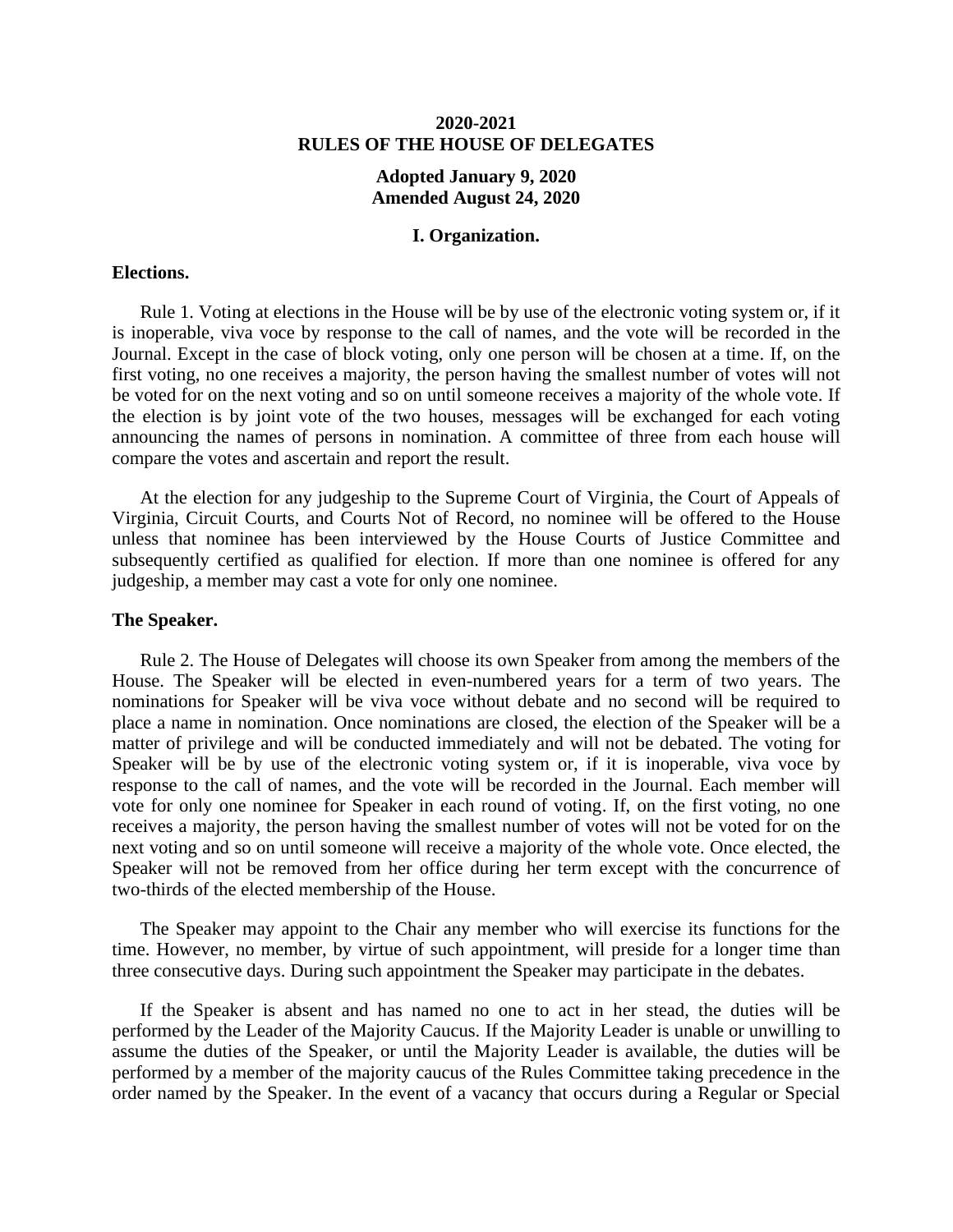**2020-2021**
**RULES OF THE HOUSE OF DELEGATES**

**Adopted January 9, 2020**
**Amended August 24, 2020**

## I. Organization.

### Elections.

Rule 1. Voting at elections in the House will be by use of the electronic voting system or, if it is inoperable, viva voce by response to the call of names, and the vote will be recorded in the Journal. Except in the case of block voting, only one person will be chosen at a time. If, on the first voting, no one receives a majority, the person having the smallest number of votes will not be voted for on the next voting and so on until someone receives a majority of the whole vote. If the election is by joint vote of the two houses, messages will be exchanged for each voting announcing the names of persons in nomination. A committee of three from each house will compare the votes and ascertain and report the result.

At the election for any judgeship to the Supreme Court of Virginia, the Court of Appeals of Virginia, Circuit Courts, and Courts Not of Record, no nominee will be offered to the House unless that nominee has been interviewed by the House Courts of Justice Committee and subsequently certified as qualified for election. If more than one nominee is offered for any judgeship, a member may cast a vote for only one nominee.

### The Speaker.

Rule 2. The House of Delegates will choose its own Speaker from among the members of the House. The Speaker will be elected in even-numbered years for a term of two years. The nominations for Speaker will be viva voce without debate and no second will be required to place a name in nomination. Once nominations are closed, the election of the Speaker will be a matter of privilege and will be conducted immediately and will not be debated. The voting for Speaker will be by use of the electronic voting system or, if it is inoperable, viva voce by response to the call of names, and the vote will be recorded in the Journal. Each member will vote for only one nominee for Speaker in each round of voting. If, on the first voting, no one receives a majority, the person having the smallest number of votes will not be voted for on the next voting and so on until someone will receive a majority of the whole vote. Once elected, the Speaker will not be removed from her office during her term except with the concurrence of two-thirds of the elected membership of the House.

The Speaker may appoint to the Chair any member who will exercise its functions for the time. However, no member, by virtue of such appointment, will preside for a longer time than three consecutive days. During such appointment the Speaker may participate in the debates.

If the Speaker is absent and has named no one to act in her stead, the duties will be performed by the Leader of the Majority Caucus. If the Majority Leader is unable or unwilling to assume the duties of the Speaker, or until the Majority Leader is available, the duties will be performed by a member of the majority caucus of the Rules Committee taking precedence in the order named by the Speaker. In the event of a vacancy that occurs during a Regular or Special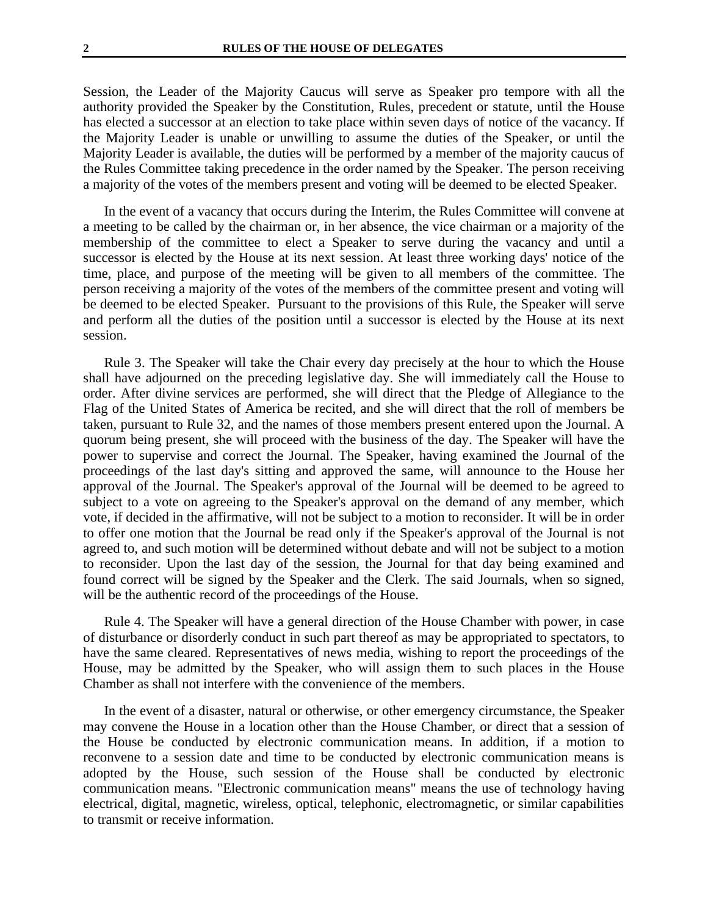Session, the Leader of the Majority Caucus will serve as Speaker pro tempore with all the authority provided the Speaker by the Constitution, Rules, precedent or statute, until the House has elected a successor at an election to take place within seven days of notice of the vacancy. If the Majority Leader is unable or unwilling to assume the duties of the Speaker, or until the Majority Leader is available, the duties will be performed by a member of the majority caucus of the Rules Committee taking precedence in the order named by the Speaker. The person receiving a majority of the votes of the members present and voting will be deemed to be elected Speaker.

In the event of a vacancy that occurs during the Interim, the Rules Committee will convene at a meeting to be called by the chairman or, in her absence, the vice chairman or a majority of the membership of the committee to elect a Speaker to serve during the vacancy and until a successor is elected by the House at its next session. At least three working days' notice of the time, place, and purpose of the meeting will be given to all members of the committee. The person receiving a majority of the votes of the members of the committee present and voting will be deemed to be elected Speaker. Pursuant to the provisions of this Rule, the Speaker will serve and perform all the duties of the position until a successor is elected by the House at its next session.

Rule 3. The Speaker will take the Chair every day precisely at the hour to which the House shall have adjourned on the preceding legislative day. She will immediately call the House to order. After divine services are performed, she will direct that the Pledge of Allegiance to the Flag of the United States of America be recited, and she will direct that the roll of members be taken, pursuant to Rule 32, and the names of those members present entered upon the Journal. A quorum being present, she will proceed with the business of the day. The Speaker will have the power to supervise and correct the Journal. The Speaker, having examined the Journal of the proceedings of the last day's sitting and approved the same, will announce to the House her approval of the Journal. The Speaker's approval of the Journal will be deemed to be agreed to subject to a vote on agreeing to the Speaker's approval on the demand of any member, which vote, if decided in the affirmative, will not be subject to a motion to reconsider. It will be in order to offer one motion that the Journal be read only if the Speaker's approval of the Journal is not agreed to, and such motion will be determined without debate and will not be subject to a motion to reconsider. Upon the last day of the session, the Journal for that day being examined and found correct will be signed by the Speaker and the Clerk. The said Journals, when so signed, will be the authentic record of the proceedings of the House.

Rule 4. The Speaker will have a general direction of the House Chamber with power, in case of disturbance or disorderly conduct in such part thereof as may be appropriated to spectators, to have the same cleared. Representatives of news media, wishing to report the proceedings of the House, may be admitted by the Speaker, who will assign them to such places in the House Chamber as shall not interfere with the convenience of the members.

In the event of a disaster, natural or otherwise, or other emergency circumstance, the Speaker may convene the House in a location other than the House Chamber, or direct that a session of the House be conducted by electronic communication means. In addition, if a motion to reconvene to a session date and time to be conducted by electronic communication means is adopted by the House, such session of the House shall be conducted by electronic communication means. "Electronic communication means" means the use of technology having electrical, digital, magnetic, wireless, optical, telephonic, electromagnetic, or similar capabilities to transmit or receive information.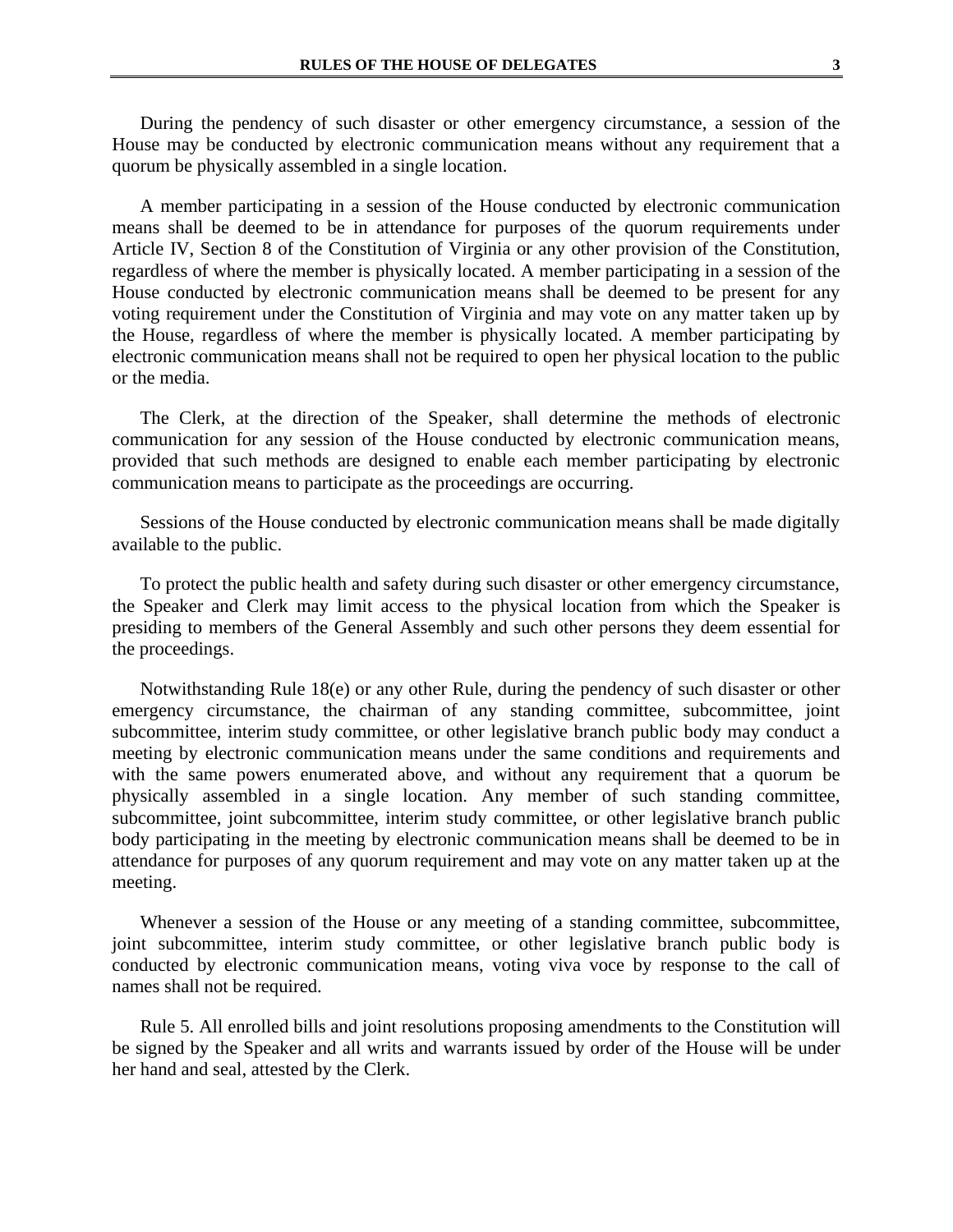During the pendency of such disaster or other emergency circumstance, a session of the House may be conducted by electronic communication means without any requirement that a quorum be physically assembled in a single location.

A member participating in a session of the House conducted by electronic communication means shall be deemed to be in attendance for purposes of the quorum requirements under Article IV, Section 8 of the Constitution of Virginia or any other provision of the Constitution, regardless of where the member is physically located. A member participating in a session of the House conducted by electronic communication means shall be deemed to be present for any voting requirement under the Constitution of Virginia and may vote on any matter taken up by the House, regardless of where the member is physically located. A member participating by electronic communication means shall not be required to open her physical location to the public or the media.

The Clerk, at the direction of the Speaker, shall determine the methods of electronic communication for any session of the House conducted by electronic communication means, provided that such methods are designed to enable each member participating by electronic communication means to participate as the proceedings are occurring.

Sessions of the House conducted by electronic communication means shall be made digitally available to the public.

To protect the public health and safety during such disaster or other emergency circumstance, the Speaker and Clerk may limit access to the physical location from which the Speaker is presiding to members of the General Assembly and such other persons they deem essential for the proceedings.

Notwithstanding Rule 18(e) or any other Rule, during the pendency of such disaster or other emergency circumstance, the chairman of any standing committee, subcommittee, joint subcommittee, interim study committee, or other legislative branch public body may conduct a meeting by electronic communication means under the same conditions and requirements and with the same powers enumerated above, and without any requirement that a quorum be physically assembled in a single location. Any member of such standing committee, subcommittee, joint subcommittee, interim study committee, or other legislative branch public body participating in the meeting by electronic communication means shall be deemed to be in attendance for purposes of any quorum requirement and may vote on any matter taken up at the meeting.

Whenever a session of the House or any meeting of a standing committee, subcommittee, joint subcommittee, interim study committee, or other legislative branch public body is conducted by electronic communication means, voting viva voce by response to the call of names shall not be required.

Rule 5. All enrolled bills and joint resolutions proposing amendments to the Constitution will be signed by the Speaker and all writs and warrants issued by order of the House will be under her hand and seal, attested by the Clerk.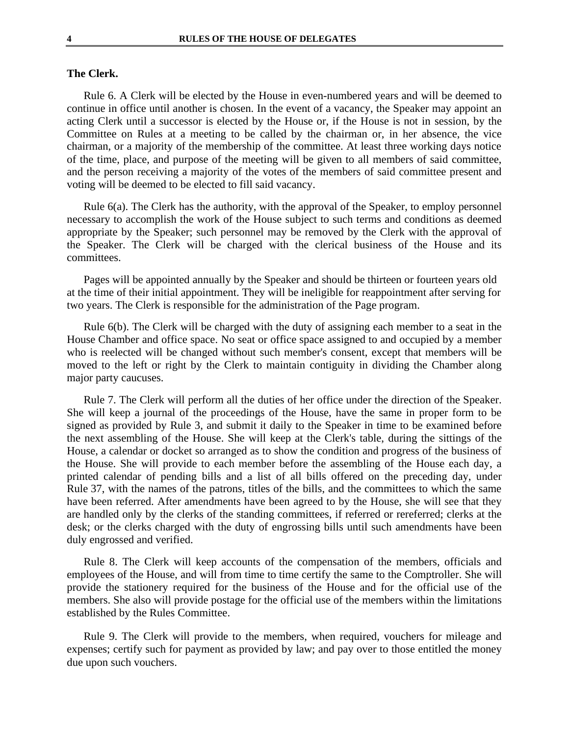### The Clerk.

Rule 6. A Clerk will be elected by the House in even-numbered years and will be deemed to continue in office until another is chosen. In the event of a vacancy, the Speaker may appoint an acting Clerk until a successor is elected by the House or, if the House is not in session, by the Committee on Rules at a meeting to be called by the chairman or, in her absence, the vice chairman, or a majority of the membership of the committee. At least three working days notice of the time, place, and purpose of the meeting will be given to all members of said committee, and the person receiving a majority of the votes of the members of said committee present and voting will be deemed to be elected to fill said vacancy.

Rule 6(a). The Clerk has the authority, with the approval of the Speaker, to employ personnel necessary to accomplish the work of the House subject to such terms and conditions as deemed appropriate by the Speaker; such personnel may be removed by the Clerk with the approval of the Speaker. The Clerk will be charged with the clerical business of the House and its committees.

Pages will be appointed annually by the Speaker and should be thirteen or fourteen years old at the time of their initial appointment. They will be ineligible for reappointment after serving for two years. The Clerk is responsible for the administration of the Page program.

Rule 6(b). The Clerk will be charged with the duty of assigning each member to a seat in the House Chamber and office space. No seat or office space assigned to and occupied by a member who is reelected will be changed without such member's consent, except that members will be moved to the left or right by the Clerk to maintain contiguity in dividing the Chamber along major party caucuses.

Rule 7. The Clerk will perform all the duties of her office under the direction of the Speaker. She will keep a journal of the proceedings of the House, have the same in proper form to be signed as provided by Rule 3, and submit it daily to the Speaker in time to be examined before the next assembling of the House. She will keep at the Clerk's table, during the sittings of the House, a calendar or docket so arranged as to show the condition and progress of the business of the House. She will provide to each member before the assembling of the House each day, a printed calendar of pending bills and a list of all bills offered on the preceding day, under Rule 37, with the names of the patrons, titles of the bills, and the committees to which the same have been referred. After amendments have been agreed to by the House, she will see that they are handled only by the clerks of the standing committees, if referred or rereferred; clerks at the desk; or the clerks charged with the duty of engrossing bills until such amendments have been duly engrossed and verified.

Rule 8. The Clerk will keep accounts of the compensation of the members, officials and employees of the House, and will from time to time certify the same to the Comptroller. She will provide the stationery required for the business of the House and for the official use of the members. She also will provide postage for the official use of the members within the limitations established by the Rules Committee.

Rule 9. The Clerk will provide to the members, when required, vouchers for mileage and expenses; certify such for payment as provided by law; and pay over to those entitled the money due upon such vouchers.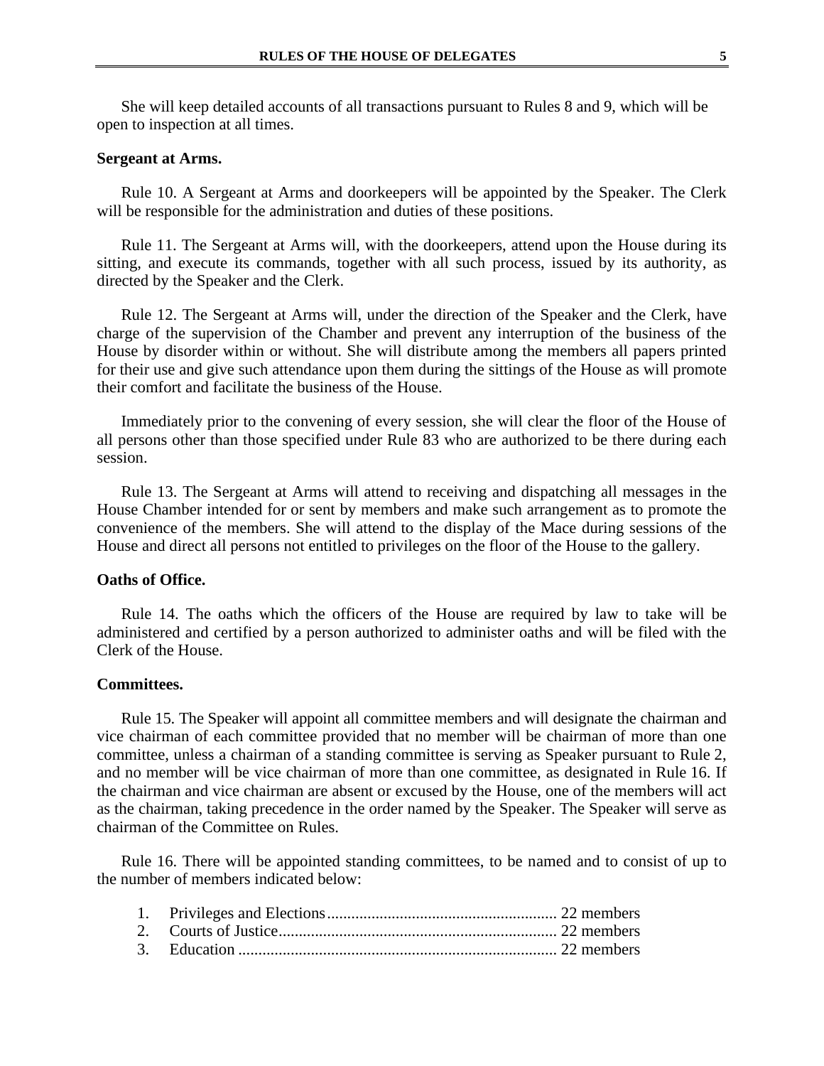She will keep detailed accounts of all transactions pursuant to Rules 8 and 9, which will be open to inspection at all times.

**Sergeant at Arms.**

Rule 10. A Sergeant at Arms and doorkeepers will be appointed by the Speaker. The Clerk will be responsible for the administration and duties of these positions.

Rule 11. The Sergeant at Arms will, with the doorkeepers, attend upon the House during its sitting, and execute its commands, together with all such process, issued by its authority, as directed by the Speaker and the Clerk.

Rule 12. The Sergeant at Arms will, under the direction of the Speaker and the Clerk, have charge of the supervision of the Chamber and prevent any interruption of the business of the House by disorder within or without. She will distribute among the members all papers printed for their use and give such attendance upon them during the sittings of the House as will promote their comfort and facilitate the business of the House.

Immediately prior to the convening of every session, she will clear the floor of the House of all persons other than those specified under Rule 83 who are authorized to be there during each session.

Rule 13. The Sergeant at Arms will attend to receiving and dispatching all messages in the House Chamber intended for or sent by members and make such arrangement as to promote the convenience of the members. She will attend to the display of the Mace during sessions of the House and direct all persons not entitled to privileges on the floor of the House to the gallery.

**Oaths of Office.**

Rule 14. The oaths which the officers of the House are required by law to take will be administered and certified by a person authorized to administer oaths and will be filed with the Clerk of the House.

**Committees.**

Rule 15. The Speaker will appoint all committee members and will designate the chairman and vice chairman of each committee provided that no member will be chairman of more than one committee, unless a chairman of a standing committee is serving as Speaker pursuant to Rule 2, and no member will be vice chairman of more than one committee, as designated in Rule 16. If the chairman and vice chairman are absent or excused by the House, one of the members will act as the chairman, taking precedence in the order named by the Speaker. The Speaker will serve as chairman of the Committee on Rules.

Rule 16. There will be appointed standing committees, to be named and to consist of up to the number of members indicated below:

1. Privileges and Elections......................................................... 22 members
2. Courts of Justice..................................................................... 22 members
3. Education ............................................................................... 22 members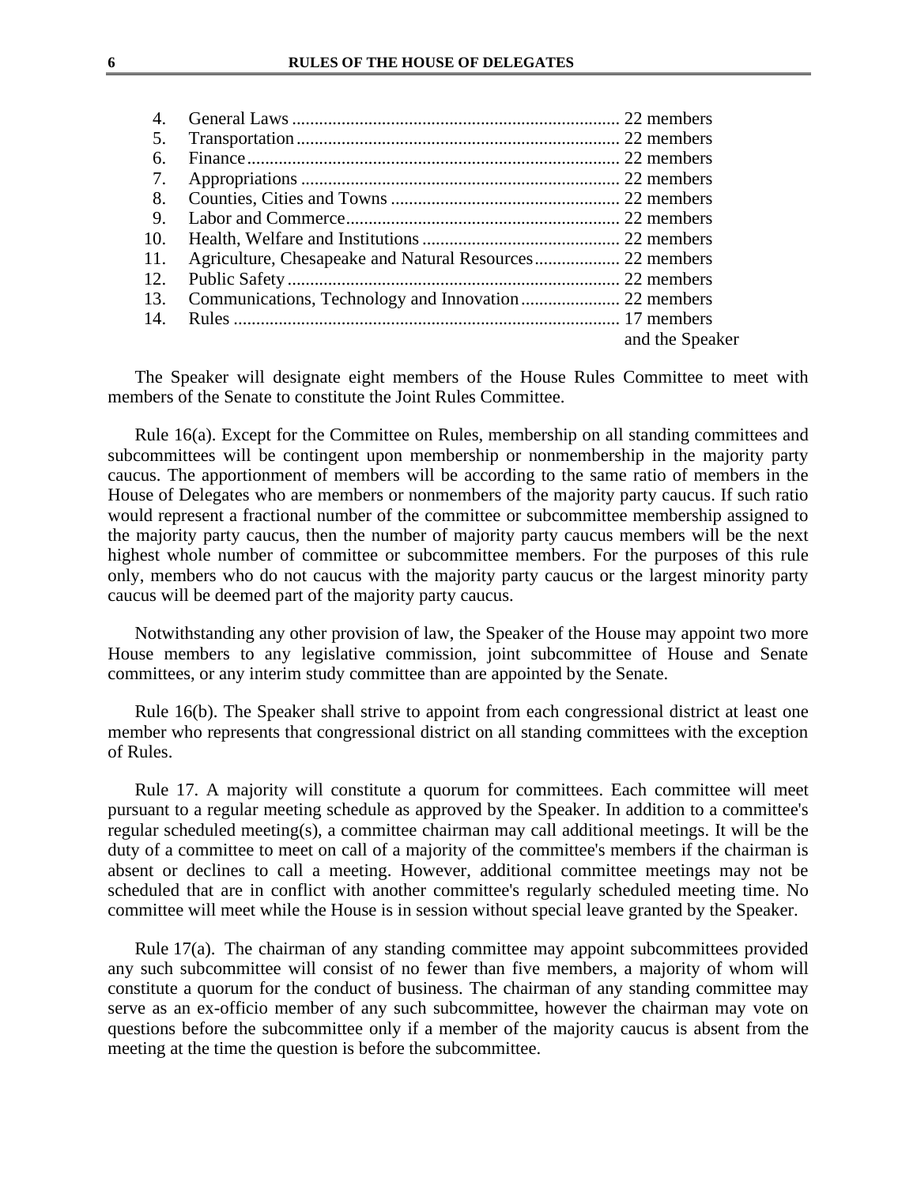4. General Laws ........................................................................ 22 members
5. Transportation....................................................................... 22 members
6. Finance.................................................................................. 22 members
7. Appropriations ...................................................................... 22 members
8. Counties, Cities and Towns .................................................. 22 members
9. Labor and Commerce............................................................ 22 members
10. Health, Welfare and Institutions ........................................... 22 members
11. Agriculture, Chesapeake and Natural Resources.................. 22 members
12. Public Safety......................................................................... 22 members
13. Communications, Technology and Innovation..................... 22 members
14. Rules ..................................................................................... 17 members and the Speaker

The Speaker will designate eight members of the House Rules Committee to meet with members of the Senate to constitute the Joint Rules Committee.

Rule 16(a). Except for the Committee on Rules, membership on all standing committees and subcommittees will be contingent upon membership or nonmembership in the majority party caucus. The apportionment of members will be according to the same ratio of members in the House of Delegates who are members or nonmembers of the majority party caucus. If such ratio would represent a fractional number of the committee or subcommittee membership assigned to the majority party caucus, then the number of majority party caucus members will be the next highest whole number of committee or subcommittee members. For the purposes of this rule only, members who do not caucus with the majority party caucus or the largest minority party caucus will be deemed part of the majority party caucus.

Notwithstanding any other provision of law, the Speaker of the House may appoint two more House members to any legislative commission, joint subcommittee of House and Senate committees, or any interim study committee than are appointed by the Senate.

Rule 16(b). The Speaker shall strive to appoint from each congressional district at least one member who represents that congressional district on all standing committees with the exception of Rules.

Rule 17. A majority will constitute a quorum for committees. Each committee will meet pursuant to a regular meeting schedule as approved by the Speaker. In addition to a committee's regular scheduled meeting(s), a committee chairman may call additional meetings. It will be the duty of a committee to meet on call of a majority of the committee's members if the chairman is absent or declines to call a meeting. However, additional committee meetings may not be scheduled that are in conflict with another committee's regularly scheduled meeting time. No committee will meet while the House is in session without special leave granted by the Speaker.

Rule 17(a). The chairman of any standing committee may appoint subcommittees provided any such subcommittee will consist of no fewer than five members, a majority of whom will constitute a quorum for the conduct of business. The chairman of any standing committee may serve as an ex-officio member of any such subcommittee, however the chairman may vote on questions before the subcommittee only if a member of the majority caucus is absent from the meeting at the time the question is before the subcommittee.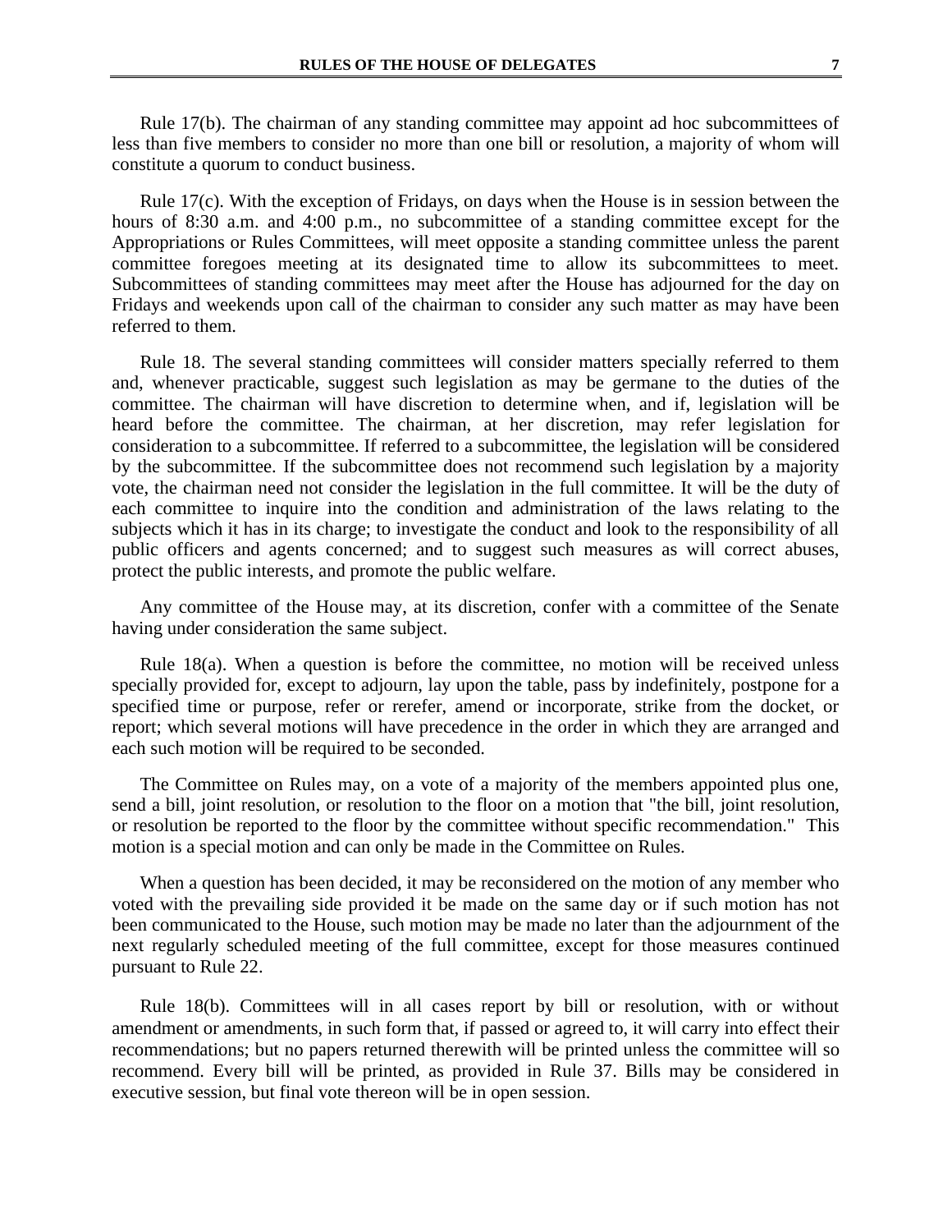Rule 17(b). The chairman of any standing committee may appoint ad hoc subcommittees of less than five members to consider no more than one bill or resolution, a majority of whom will constitute a quorum to conduct business.

Rule 17(c). With the exception of Fridays, on days when the House is in session between the hours of 8:30 a.m. and 4:00 p.m., no subcommittee of a standing committee except for the Appropriations or Rules Committees, will meet opposite a standing committee unless the parent committee foregoes meeting at its designated time to allow its subcommittees to meet. Subcommittees of standing committees may meet after the House has adjourned for the day on Fridays and weekends upon call of the chairman to consider any such matter as may have been referred to them.

Rule 18. The several standing committees will consider matters specially referred to them and, whenever practicable, suggest such legislation as may be germane to the duties of the committee. The chairman will have discretion to determine when, and if, legislation will be heard before the committee. The chairman, at her discretion, may refer legislation for consideration to a subcommittee. If referred to a subcommittee, the legislation will be considered by the subcommittee. If the subcommittee does not recommend such legislation by a majority vote, the chairman need not consider the legislation in the full committee. It will be the duty of each committee to inquire into the condition and administration of the laws relating to the subjects which it has in its charge; to investigate the conduct and look to the responsibility of all public officers and agents concerned; and to suggest such measures as will correct abuses, protect the public interests, and promote the public welfare.

Any committee of the House may, at its discretion, confer with a committee of the Senate having under consideration the same subject.

Rule 18(a). When a question is before the committee, no motion will be received unless specially provided for, except to adjourn, lay upon the table, pass by indefinitely, postpone for a specified time or purpose, refer or rerefer, amend or incorporate, strike from the docket, or report; which several motions will have precedence in the order in which they are arranged and each such motion will be required to be seconded.

The Committee on Rules may, on a vote of a majority of the members appointed plus one, send a bill, joint resolution, or resolution to the floor on a motion that "the bill, joint resolution, or resolution be reported to the floor by the committee without specific recommendation." This motion is a special motion and can only be made in the Committee on Rules.

When a question has been decided, it may be reconsidered on the motion of any member who voted with the prevailing side provided it be made on the same day or if such motion has not been communicated to the House, such motion may be made no later than the adjournment of the next regularly scheduled meeting of the full committee, except for those measures continued pursuant to Rule 22.

Rule 18(b). Committees will in all cases report by bill or resolution, with or without amendment or amendments, in such form that, if passed or agreed to, it will carry into effect their recommendations; but no papers returned therewith will be printed unless the committee will so recommend. Every bill will be printed, as provided in Rule 37. Bills may be considered in executive session, but final vote thereon will be in open session.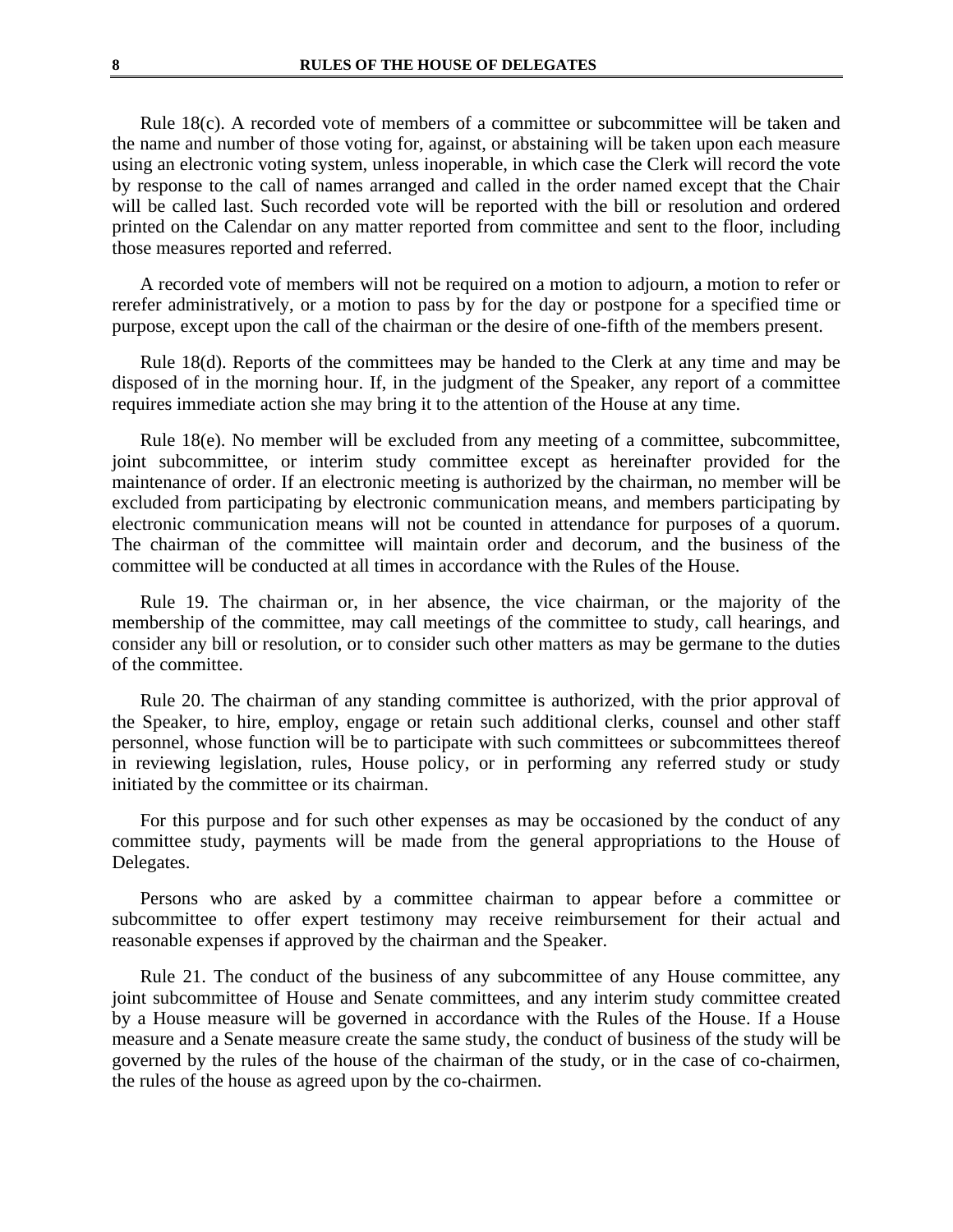Rule 18(c). A recorded vote of members of a committee or subcommittee will be taken and the name and number of those voting for, against, or abstaining will be taken upon each measure using an electronic voting system, unless inoperable, in which case the Clerk will record the vote by response to the call of names arranged and called in the order named except that the Chair will be called last. Such recorded vote will be reported with the bill or resolution and ordered printed on the Calendar on any matter reported from committee and sent to the floor, including those measures reported and referred.

A recorded vote of members will not be required on a motion to adjourn, a motion to refer or rerefer administratively, or a motion to pass by for the day or postpone for a specified time or purpose, except upon the call of the chairman or the desire of one-fifth of the members present.

Rule 18(d). Reports of the committees may be handed to the Clerk at any time and may be disposed of in the morning hour. If, in the judgment of the Speaker, any report of a committee requires immediate action she may bring it to the attention of the House at any time.

Rule 18(e). No member will be excluded from any meeting of a committee, subcommittee, joint subcommittee, or interim study committee except as hereinafter provided for the maintenance of order. If an electronic meeting is authorized by the chairman, no member will be excluded from participating by electronic communication means, and members participating by electronic communication means will not be counted in attendance for purposes of a quorum. The chairman of the committee will maintain order and decorum, and the business of the committee will be conducted at all times in accordance with the Rules of the House.

Rule 19. The chairman or, in her absence, the vice chairman, or the majority of the membership of the committee, may call meetings of the committee to study, call hearings, and consider any bill or resolution, or to consider such other matters as may be germane to the duties of the committee.

Rule 20. The chairman of any standing committee is authorized, with the prior approval of the Speaker, to hire, employ, engage or retain such additional clerks, counsel and other staff personnel, whose function will be to participate with such committees or subcommittees thereof in reviewing legislation, rules, House policy, or in performing any referred study or study initiated by the committee or its chairman.

For this purpose and for such other expenses as may be occasioned by the conduct of any committee study, payments will be made from the general appropriations to the House of Delegates.

Persons who are asked by a committee chairman to appear before a committee or subcommittee to offer expert testimony may receive reimbursement for their actual and reasonable expenses if approved by the chairman and the Speaker.

Rule 21. The conduct of the business of any subcommittee of any House committee, any joint subcommittee of House and Senate committees, and any interim study committee created by a House measure will be governed in accordance with the Rules of the House. If a House measure and a Senate measure create the same study, the conduct of business of the study will be governed by the rules of the house of the chairman of the study, or in the case of co-chairmen, the rules of the house as agreed upon by the co-chairmen.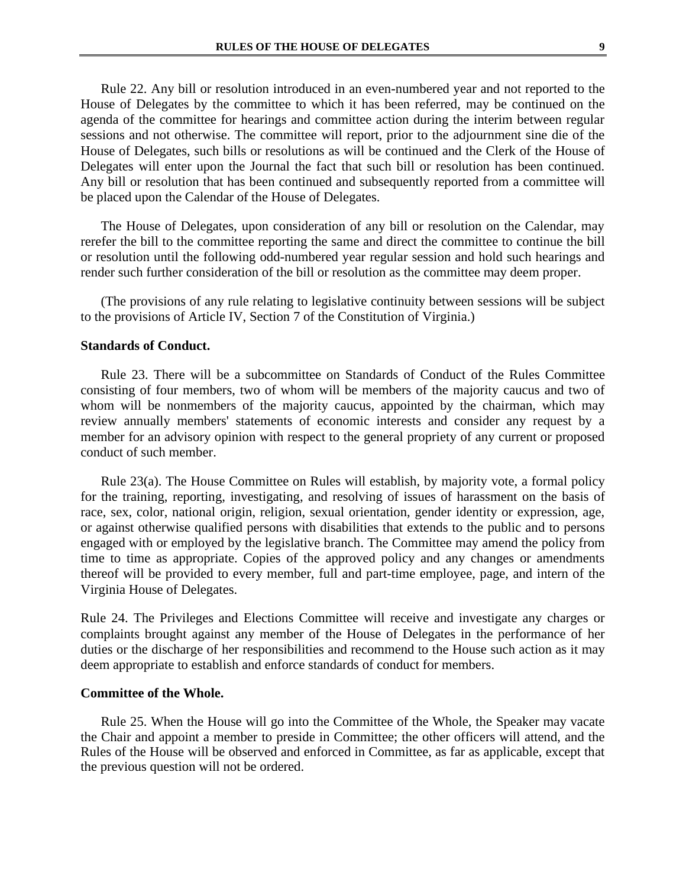Rule 22. Any bill or resolution introduced in an even-numbered year and not reported to the House of Delegates by the committee to which it has been referred, may be continued on the agenda of the committee for hearings and committee action during the interim between regular sessions and not otherwise. The committee will report, prior to the adjournment sine die of the House of Delegates, such bills or resolutions as will be continued and the Clerk of the House of Delegates will enter upon the Journal the fact that such bill or resolution has been continued. Any bill or resolution that has been continued and subsequently reported from a committee will be placed upon the Calendar of the House of Delegates.

The House of Delegates, upon consideration of any bill or resolution on the Calendar, may rerefer the bill to the committee reporting the same and direct the committee to continue the bill or resolution until the following odd-numbered year regular session and hold such hearings and render such further consideration of the bill or resolution as the committee may deem proper.

(The provisions of any rule relating to legislative continuity between sessions will be subject to the provisions of Article IV, Section 7 of the Constitution of Virginia.)

**Standards of Conduct.**

Rule 23. There will be a subcommittee on Standards of Conduct of the Rules Committee consisting of four members, two of whom will be members of the majority caucus and two of whom will be nonmembers of the majority caucus, appointed by the chairman, which may review annually members' statements of economic interests and consider any request by a member for an advisory opinion with respect to the general propriety of any current or proposed conduct of such member.

Rule 23(a). The House Committee on Rules will establish, by majority vote, a formal policy for the training, reporting, investigating, and resolving of issues of harassment on the basis of race, sex, color, national origin, religion, sexual orientation, gender identity or expression, age, or against otherwise qualified persons with disabilities that extends to the public and to persons engaged with or employed by the legislative branch. The Committee may amend the policy from time to time as appropriate. Copies of the approved policy and any changes or amendments thereof will be provided to every member, full and part-time employee, page, and intern of the Virginia House of Delegates.

Rule 24. The Privileges and Elections Committee will receive and investigate any charges or complaints brought against any member of the House of Delegates in the performance of her duties or the discharge of her responsibilities and recommend to the House such action as it may deem appropriate to establish and enforce standards of conduct for members.

**Committee of the Whole.**

Rule 25. When the House will go into the Committee of the Whole, the Speaker may vacate the Chair and appoint a member to preside in Committee; the other officers will attend, and the Rules of the House will be observed and enforced in Committee, as far as applicable, except that the previous question will not be ordered.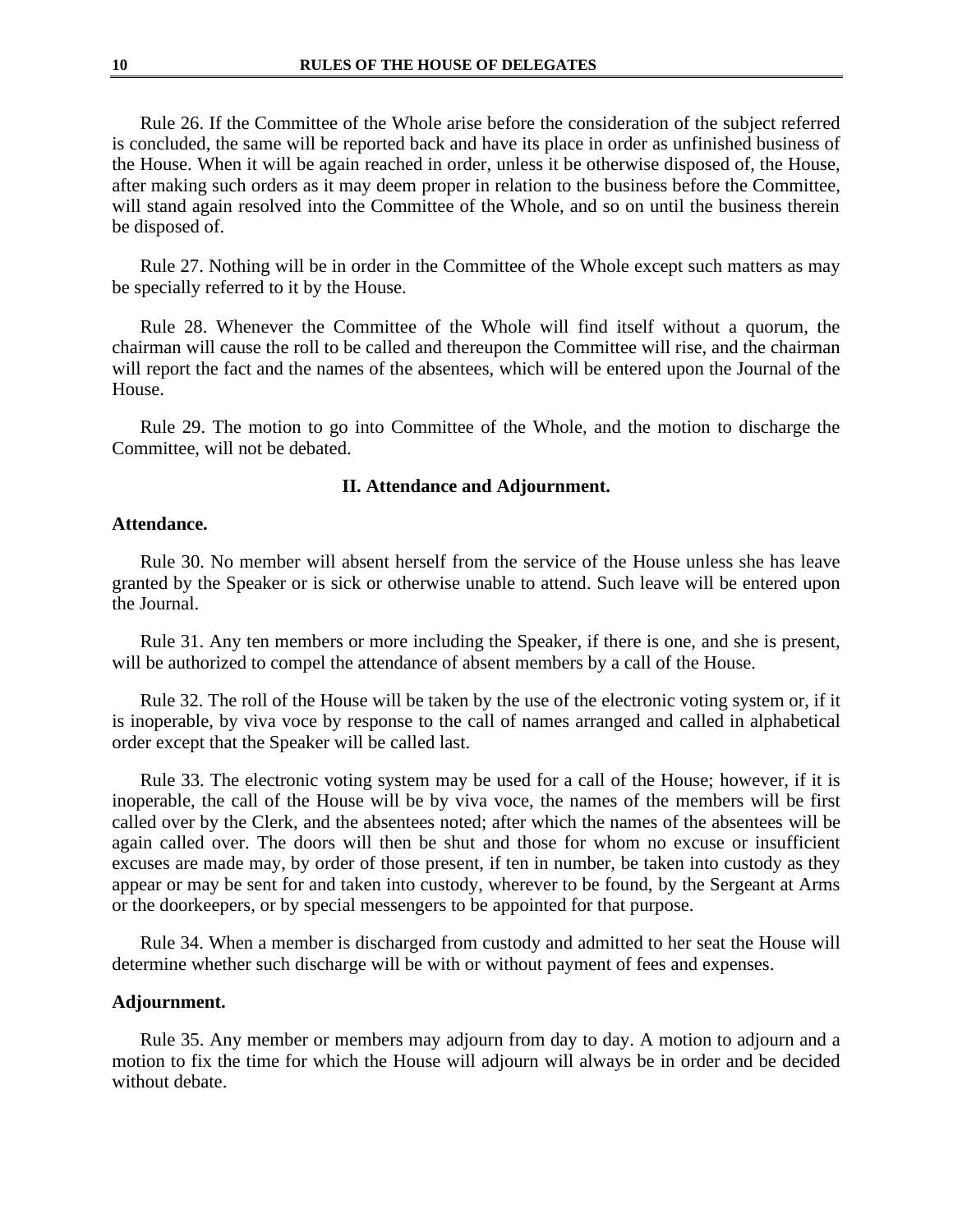Rule 26. If the Committee of the Whole arise before the consideration of the subject referred is concluded, the same will be reported back and have its place in order as unfinished business of the House. When it will be again reached in order, unless it be otherwise disposed of, the House, after making such orders as it may deem proper in relation to the business before the Committee, will stand again resolved into the Committee of the Whole, and so on until the business therein be disposed of.

Rule 27. Nothing will be in order in the Committee of the Whole except such matters as may be specially referred to it by the House.

Rule 28. Whenever the Committee of the Whole will find itself without a quorum, the chairman will cause the roll to be called and thereupon the Committee will rise, and the chairman will report the fact and the names of the absentees, which will be entered upon the Journal of the House.

Rule 29. The motion to go into Committee of the Whole, and the motion to discharge the Committee, will not be debated.

## II. Attendance and Adjournment.

### Attendance.

Rule 30. No member will absent herself from the service of the House unless she has leave granted by the Speaker or is sick or otherwise unable to attend. Such leave will be entered upon the Journal.

Rule 31. Any ten members or more including the Speaker, if there is one, and she is present, will be authorized to compel the attendance of absent members by a call of the House.

Rule 32. The roll of the House will be taken by the use of the electronic voting system or, if it is inoperable, by viva voce by response to the call of names arranged and called in alphabetical order except that the Speaker will be called last.

Rule 33. The electronic voting system may be used for a call of the House; however, if it is inoperable, the call of the House will be by viva voce, the names of the members will be first called over by the Clerk, and the absentees noted; after which the names of the absentees will be again called over. The doors will then be shut and those for whom no excuse or insufficient excuses are made may, by order of those present, if ten in number, be taken into custody as they appear or may be sent for and taken into custody, wherever to be found, by the Sergeant at Arms or the doorkeepers, or by special messengers to be appointed for that purpose.

Rule 34. When a member is discharged from custody and admitted to her seat the House will determine whether such discharge will be with or without payment of fees and expenses.

### Adjournment.

Rule 35. Any member or members may adjourn from day to day. A motion to adjourn and a motion to fix the time for which the House will adjourn will always be in order and be decided without debate.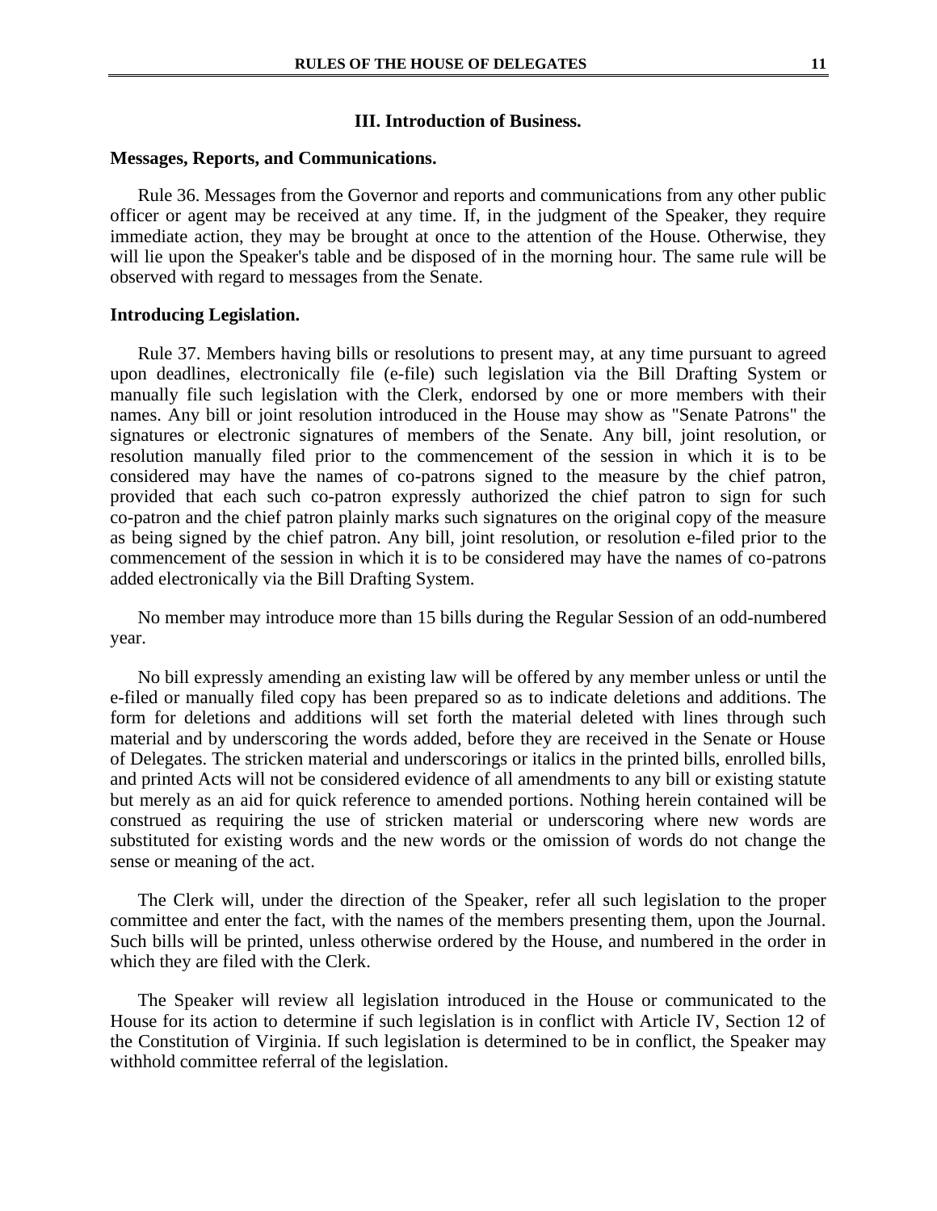## III. Introduction of Business.

### Messages, Reports, and Communications.

Rule 36. Messages from the Governor and reports and communications from any other public officer or agent may be received at any time. If, in the judgment of the Speaker, they require immediate action, they may be brought at once to the attention of the House. Otherwise, they will lie upon the Speaker's table and be disposed of in the morning hour. The same rule will be observed with regard to messages from the Senate.

### Introducing Legislation.

Rule 37. Members having bills or resolutions to present may, at any time pursuant to agreed upon deadlines, electronically file (e-file) such legislation via the Bill Drafting System or manually file such legislation with the Clerk, endorsed by one or more members with their names. Any bill or joint resolution introduced in the House may show as "Senate Patrons" the signatures or electronic signatures of members of the Senate. Any bill, joint resolution, or resolution manually filed prior to the commencement of the session in which it is to be considered may have the names of co-patrons signed to the measure by the chief patron, provided that each such co-patron expressly authorized the chief patron to sign for such co-patron and the chief patron plainly marks such signatures on the original copy of the measure as being signed by the chief patron. Any bill, joint resolution, or resolution e-filed prior to the commencement of the session in which it is to be considered may have the names of co-patrons added electronically via the Bill Drafting System.

No member may introduce more than 15 bills during the Regular Session of an odd-numbered year.

No bill expressly amending an existing law will be offered by any member unless or until the e-filed or manually filed copy has been prepared so as to indicate deletions and additions. The form for deletions and additions will set forth the material deleted with lines through such material and by underscoring the words added, before they are received in the Senate or House of Delegates. The stricken material and underscorings or italics in the printed bills, enrolled bills, and printed Acts will not be considered evidence of all amendments to any bill or existing statute but merely as an aid for quick reference to amended portions. Nothing herein contained will be construed as requiring the use of stricken material or underscoring where new words are substituted for existing words and the new words or the omission of words do not change the sense or meaning of the act.

The Clerk will, under the direction of the Speaker, refer all such legislation to the proper committee and enter the fact, with the names of the members presenting them, upon the Journal. Such bills will be printed, unless otherwise ordered by the House, and numbered in the order in which they are filed with the Clerk.

The Speaker will review all legislation introduced in the House or communicated to the House for its action to determine if such legislation is in conflict with Article IV, Section 12 of the Constitution of Virginia. If such legislation is determined to be in conflict, the Speaker may withhold committee referral of the legislation.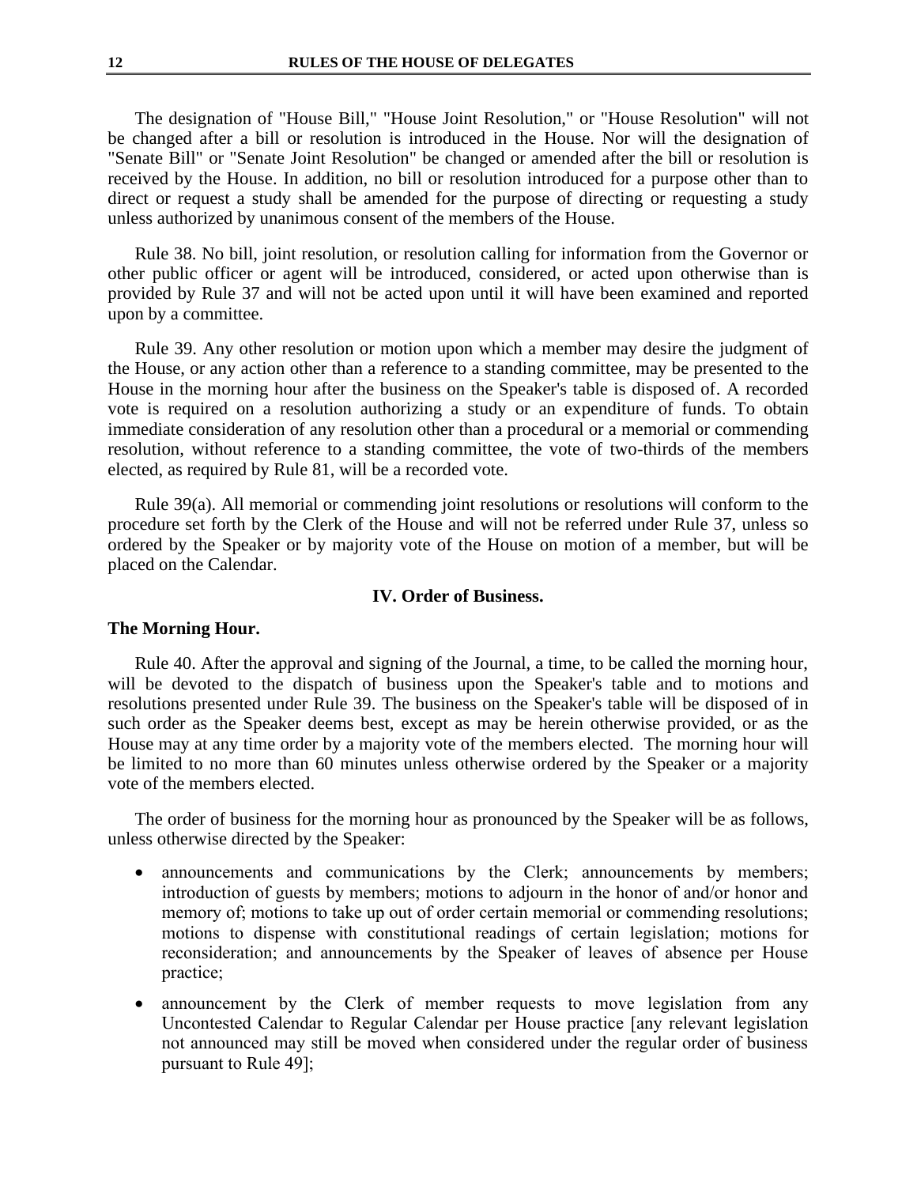The designation of "House Bill," "House Joint Resolution," or "House Resolution" will not be changed after a bill or resolution is introduced in the House. Nor will the designation of "Senate Bill" or "Senate Joint Resolution" be changed or amended after the bill or resolution is received by the House. In addition, no bill or resolution introduced for a purpose other than to direct or request a study shall be amended for the purpose of directing or requesting a study unless authorized by unanimous consent of the members of the House.

Rule 38. No bill, joint resolution, or resolution calling for information from the Governor or other public officer or agent will be introduced, considered, or acted upon otherwise than is provided by Rule 37 and will not be acted upon until it will have been examined and reported upon by a committee.

Rule 39. Any other resolution or motion upon which a member may desire the judgment of the House, or any action other than a reference to a standing committee, may be presented to the House in the morning hour after the business on the Speaker's table is disposed of. A recorded vote is required on a resolution authorizing a study or an expenditure of funds. To obtain immediate consideration of any resolution other than a procedural or a memorial or commending resolution, without reference to a standing committee, the vote of two-thirds of the members elected, as required by Rule 81, will be a recorded vote.

Rule 39(a). All memorial or commending joint resolutions or resolutions will conform to the procedure set forth by the Clerk of the House and will not be referred under Rule 37, unless so ordered by the Speaker or by majority vote of the House on motion of a member, but will be placed on the Calendar.

## IV. Order of Business.

### The Morning Hour.

Rule 40. After the approval and signing of the Journal, a time, to be called the morning hour, will be devoted to the dispatch of business upon the Speaker's table and to motions and resolutions presented under Rule 39. The business on the Speaker's table will be disposed of in such order as the Speaker deems best, except as may be herein otherwise provided, or as the House may at any time order by a majority vote of the members elected. The morning hour will be limited to no more than 60 minutes unless otherwise ordered by the Speaker or a majority vote of the members elected.

The order of business for the morning hour as pronounced by the Speaker will be as follows, unless otherwise directed by the Speaker:

- announcements and communications by the Clerk; announcements by members; introduction of guests by members; motions to adjourn in the honor of and/or honor and memory of; motions to take up out of order certain memorial or commending resolutions; motions to dispense with constitutional readings of certain legislation; motions for reconsideration; and announcements by the Speaker of leaves of absence per House practice;
- announcement by the Clerk of member requests to move legislation from any Uncontested Calendar to Regular Calendar per House practice [any relevant legislation not announced may still be moved when considered under the regular order of business pursuant to Rule 49];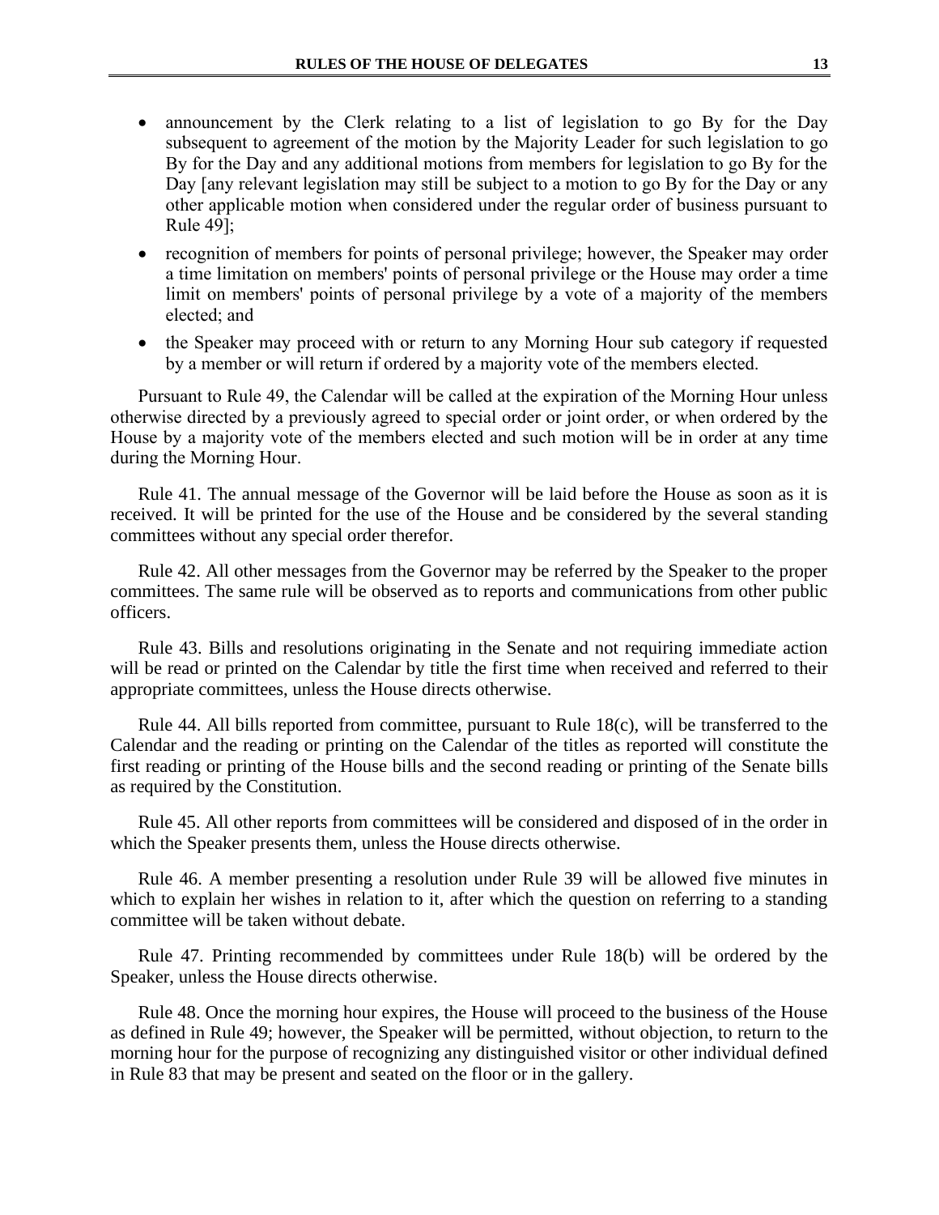- announcement by the Clerk relating to a list of legislation to go By for the Day subsequent to agreement of the motion by the Majority Leader for such legislation to go By for the Day and any additional motions from members for legislation to go By for the Day [any relevant legislation may still be subject to a motion to go By for the Day or any other applicable motion when considered under the regular order of business pursuant to Rule 49];
- recognition of members for points of personal privilege; however, the Speaker may order a time limitation on members' points of personal privilege or the House may order a time limit on members' points of personal privilege by a vote of a majority of the members elected; and
- the Speaker may proceed with or return to any Morning Hour sub category if requested by a member or will return if ordered by a majority vote of the members elected.

Pursuant to Rule 49, the Calendar will be called at the expiration of the Morning Hour unless otherwise directed by a previously agreed to special order or joint order, or when ordered by the House by a majority vote of the members elected and such motion will be in order at any time during the Morning Hour.

Rule 41. The annual message of the Governor will be laid before the House as soon as it is received. It will be printed for the use of the House and be considered by the several standing committees without any special order therefor.

Rule 42. All other messages from the Governor may be referred by the Speaker to the proper committees. The same rule will be observed as to reports and communications from other public officers.

Rule 43. Bills and resolutions originating in the Senate and not requiring immediate action will be read or printed on the Calendar by title the first time when received and referred to their appropriate committees, unless the House directs otherwise.

Rule 44. All bills reported from committee, pursuant to Rule 18(c), will be transferred to the Calendar and the reading or printing on the Calendar of the titles as reported will constitute the first reading or printing of the House bills and the second reading or printing of the Senate bills as required by the Constitution.

Rule 45. All other reports from committees will be considered and disposed of in the order in which the Speaker presents them, unless the House directs otherwise.

Rule 46. A member presenting a resolution under Rule 39 will be allowed five minutes in which to explain her wishes in relation to it, after which the question on referring to a standing committee will be taken without debate.

Rule 47. Printing recommended by committees under Rule 18(b) will be ordered by the Speaker, unless the House directs otherwise.

Rule 48. Once the morning hour expires, the House will proceed to the business of the House as defined in Rule 49; however, the Speaker will be permitted, without objection, to return to the morning hour for the purpose of recognizing any distinguished visitor or other individual defined in Rule 83 that may be present and seated on the floor or in the gallery.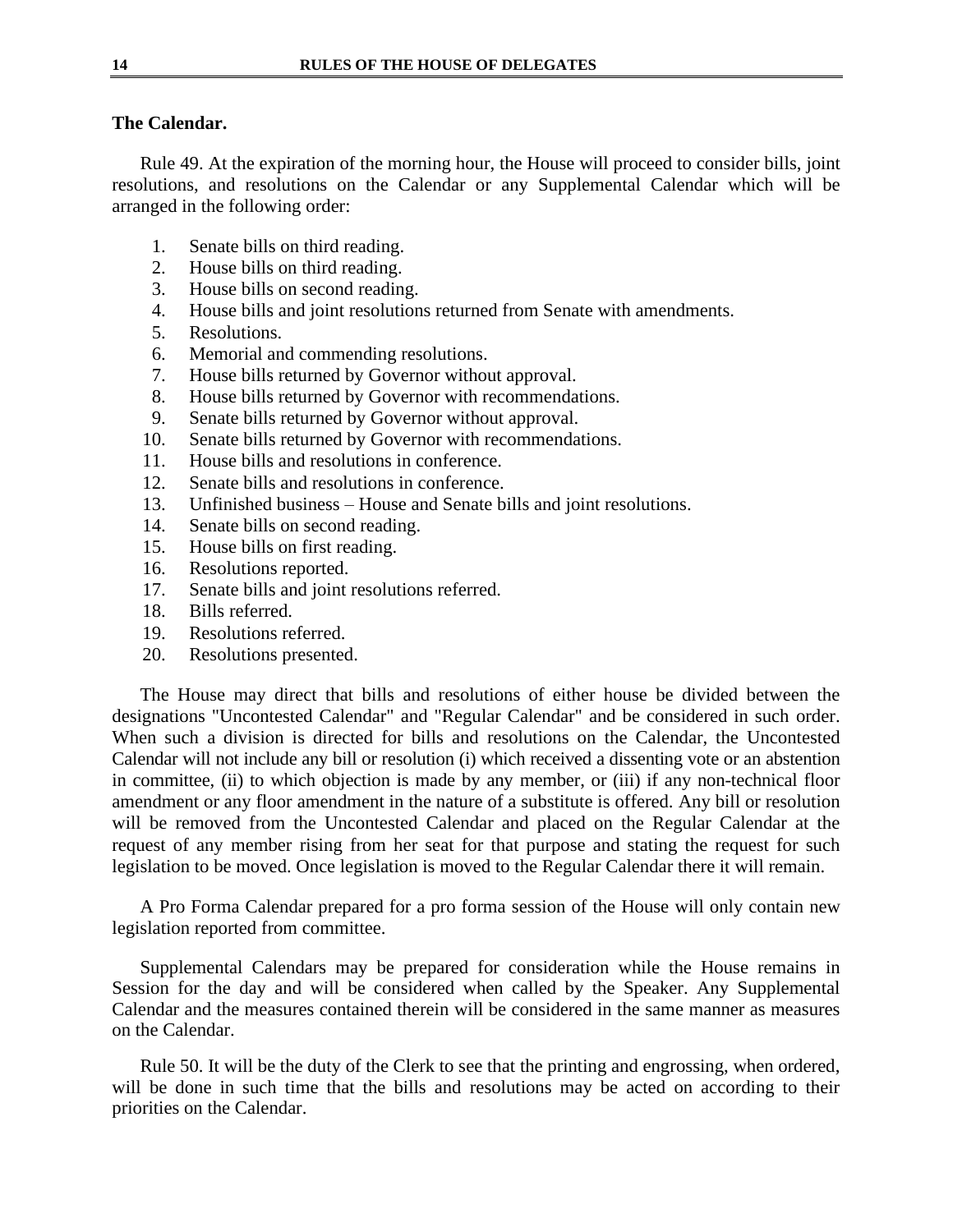## The Calendar.

Rule 49. At the expiration of the morning hour, the House will proceed to consider bills, joint resolutions, and resolutions on the Calendar or any Supplemental Calendar which will be arranged in the following order:

1. Senate bills on third reading.
2. House bills on third reading.
3. House bills on second reading.
4. House bills and joint resolutions returned from Senate with amendments.
5. Resolutions.
6. Memorial and commending resolutions.
7. House bills returned by Governor without approval.
8. House bills returned by Governor with recommendations.
9. Senate bills returned by Governor without approval.
10. Senate bills returned by Governor with recommendations.
11. House bills and resolutions in conference.
12. Senate bills and resolutions in conference.
13. Unfinished business – House and Senate bills and joint resolutions.
14. Senate bills on second reading.
15. House bills on first reading.
16. Resolutions reported.
17. Senate bills and joint resolutions referred.
18. Bills referred.
19. Resolutions referred.
20. Resolutions presented.

The House may direct that bills and resolutions of either house be divided between the designations "Uncontested Calendar" and "Regular Calendar" and be considered in such order. When such a division is directed for bills and resolutions on the Calendar, the Uncontested Calendar will not include any bill or resolution (i) which received a dissenting vote or an abstention in committee, (ii) to which objection is made by any member, or (iii) if any non-technical floor amendment or any floor amendment in the nature of a substitute is offered. Any bill or resolution will be removed from the Uncontested Calendar and placed on the Regular Calendar at the request of any member rising from her seat for that purpose and stating the request for such legislation to be moved. Once legislation is moved to the Regular Calendar there it will remain.

A Pro Forma Calendar prepared for a pro forma session of the House will only contain new legislation reported from committee.

Supplemental Calendars may be prepared for consideration while the House remains in Session for the day and will be considered when called by the Speaker. Any Supplemental Calendar and the measures contained therein will be considered in the same manner as measures on the Calendar.

Rule 50. It will be the duty of the Clerk to see that the printing and engrossing, when ordered, will be done in such time that the bills and resolutions may be acted on according to their priorities on the Calendar.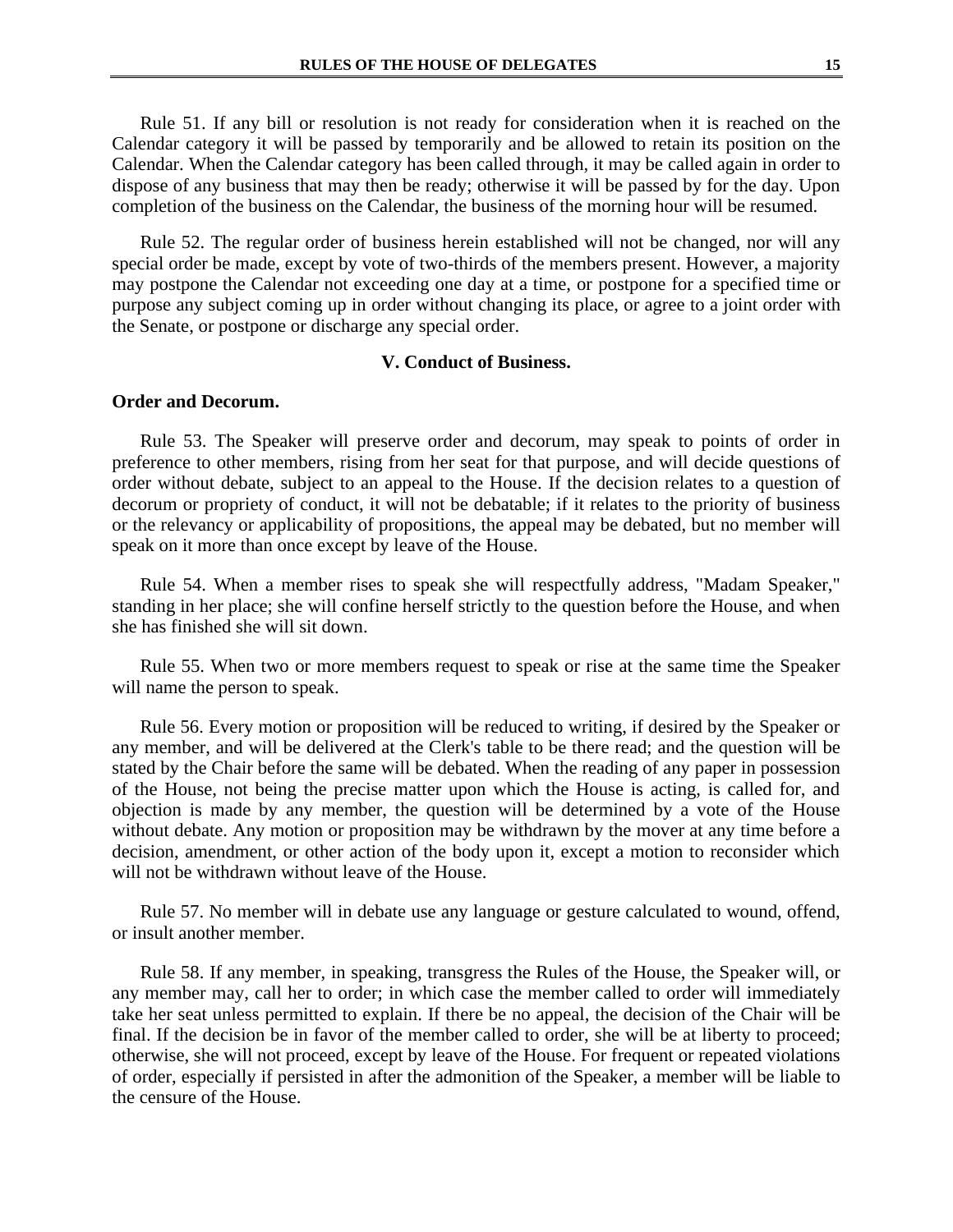Rule 51. If any bill or resolution is not ready for consideration when it is reached on the Calendar category it will be passed by temporarily and be allowed to retain its position on the Calendar. When the Calendar category has been called through, it may be called again in order to dispose of any business that may then be ready; otherwise it will be passed by for the day. Upon completion of the business on the Calendar, the business of the morning hour will be resumed.

Rule 52. The regular order of business herein established will not be changed, nor will any special order be made, except by vote of two-thirds of the members present. However, a majority may postpone the Calendar not exceeding one day at a time, or postpone for a specified time or purpose any subject coming up in order without changing its place, or agree to a joint order with the Senate, or postpone or discharge any special order.

## V. Conduct of Business.

### Order and Decorum.

Rule 53. The Speaker will preserve order and decorum, may speak to points of order in preference to other members, rising from her seat for that purpose, and will decide questions of order without debate, subject to an appeal to the House. If the decision relates to a question of decorum or propriety of conduct, it will not be debatable; if it relates to the priority of business or the relevancy or applicability of propositions, the appeal may be debated, but no member will speak on it more than once except by leave of the House.

Rule 54. When a member rises to speak she will respectfully address, "Madam Speaker," standing in her place; she will confine herself strictly to the question before the House, and when she has finished she will sit down.

Rule 55. When two or more members request to speak or rise at the same time the Speaker will name the person to speak.

Rule 56. Every motion or proposition will be reduced to writing, if desired by the Speaker or any member, and will be delivered at the Clerk's table to be there read; and the question will be stated by the Chair before the same will be debated. When the reading of any paper in possession of the House, not being the precise matter upon which the House is acting, is called for, and objection is made by any member, the question will be determined by a vote of the House without debate. Any motion or proposition may be withdrawn by the mover at any time before a decision, amendment, or other action of the body upon it, except a motion to reconsider which will not be withdrawn without leave of the House.

Rule 57. No member will in debate use any language or gesture calculated to wound, offend, or insult another member.

Rule 58. If any member, in speaking, transgress the Rules of the House, the Speaker will, or any member may, call her to order; in which case the member called to order will immediately take her seat unless permitted to explain. If there be no appeal, the decision of the Chair will be final. If the decision be in favor of the member called to order, she will be at liberty to proceed; otherwise, she will not proceed, except by leave of the House. For frequent or repeated violations of order, especially if persisted in after the admonition of the Speaker, a member will be liable to the censure of the House.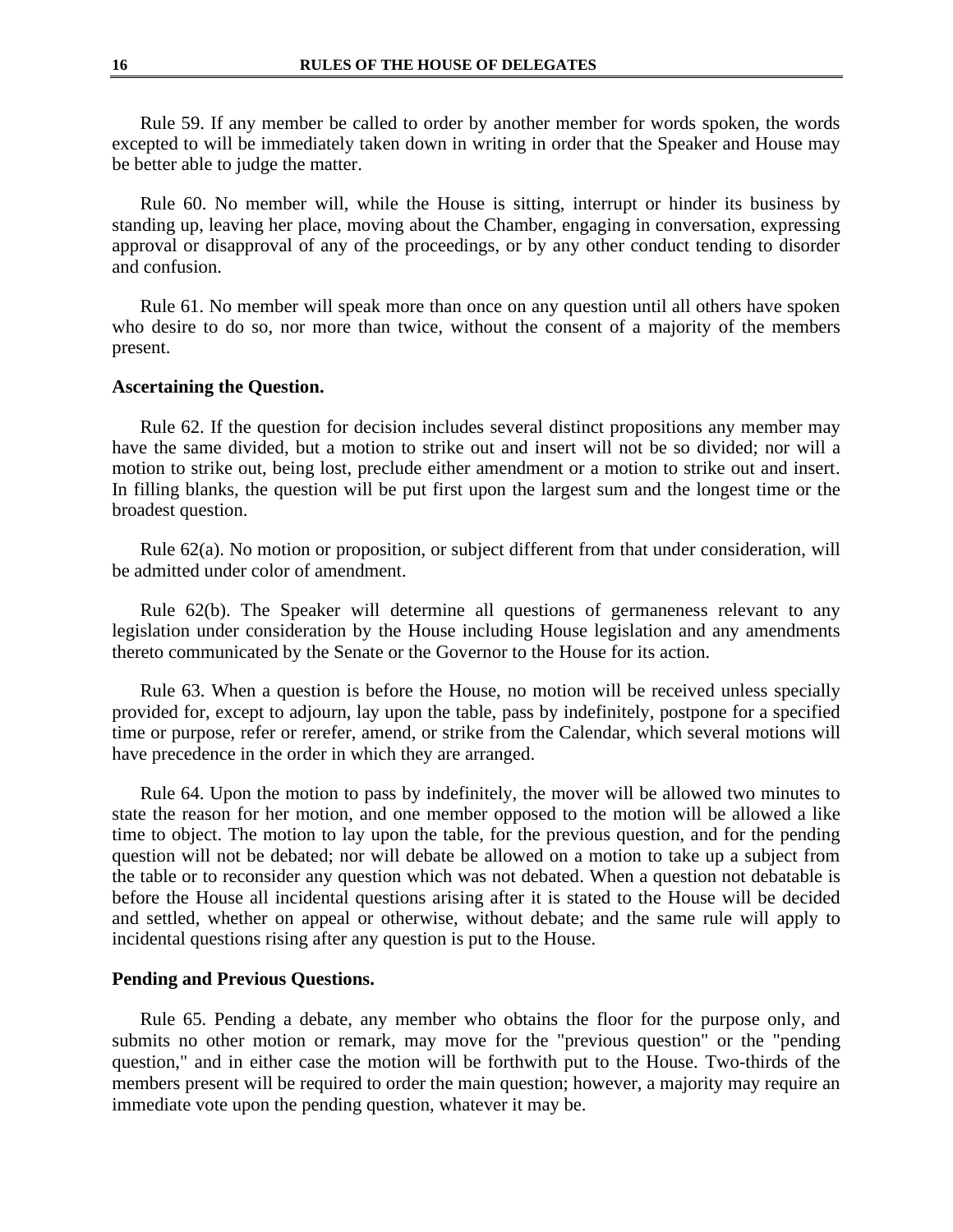Rule 59. If any member be called to order by another member for words spoken, the words excepted to will be immediately taken down in writing in order that the Speaker and House may be better able to judge the matter.

Rule 60. No member will, while the House is sitting, interrupt or hinder its business by standing up, leaving her place, moving about the Chamber, engaging in conversation, expressing approval or disapproval of any of the proceedings, or by any other conduct tending to disorder and confusion.

Rule 61. No member will speak more than once on any question until all others have spoken who desire to do so, nor more than twice, without the consent of a majority of the members present.

**Ascertaining the Question.**

Rule 62. If the question for decision includes several distinct propositions any member may have the same divided, but a motion to strike out and insert will not be so divided; nor will a motion to strike out, being lost, preclude either amendment or a motion to strike out and insert. In filling blanks, the question will be put first upon the largest sum and the longest time or the broadest question.

Rule 62(a). No motion or proposition, or subject different from that under consideration, will be admitted under color of amendment.

Rule 62(b). The Speaker will determine all questions of germaneness relevant to any legislation under consideration by the House including House legislation and any amendments thereto communicated by the Senate or the Governor to the House for its action.

Rule 63. When a question is before the House, no motion will be received unless specially provided for, except to adjourn, lay upon the table, pass by indefinitely, postpone for a specified time or purpose, refer or rerefer, amend, or strike from the Calendar, which several motions will have precedence in the order in which they are arranged.

Rule 64. Upon the motion to pass by indefinitely, the mover will be allowed two minutes to state the reason for her motion, and one member opposed to the motion will be allowed a like time to object. The motion to lay upon the table, for the previous question, and for the pending question will not be debated; nor will debate be allowed on a motion to take up a subject from the table or to reconsider any question which was not debated. When a question not debatable is before the House all incidental questions arising after it is stated to the House will be decided and settled, whether on appeal or otherwise, without debate; and the same rule will apply to incidental questions rising after any question is put to the House.

**Pending and Previous Questions.**

Rule 65. Pending a debate, any member who obtains the floor for the purpose only, and submits no other motion or remark, may move for the "previous question" or the "pending question," and in either case the motion will be forthwith put to the House. Two-thirds of the members present will be required to order the main question; however, a majority may require an immediate vote upon the pending question, whatever it may be.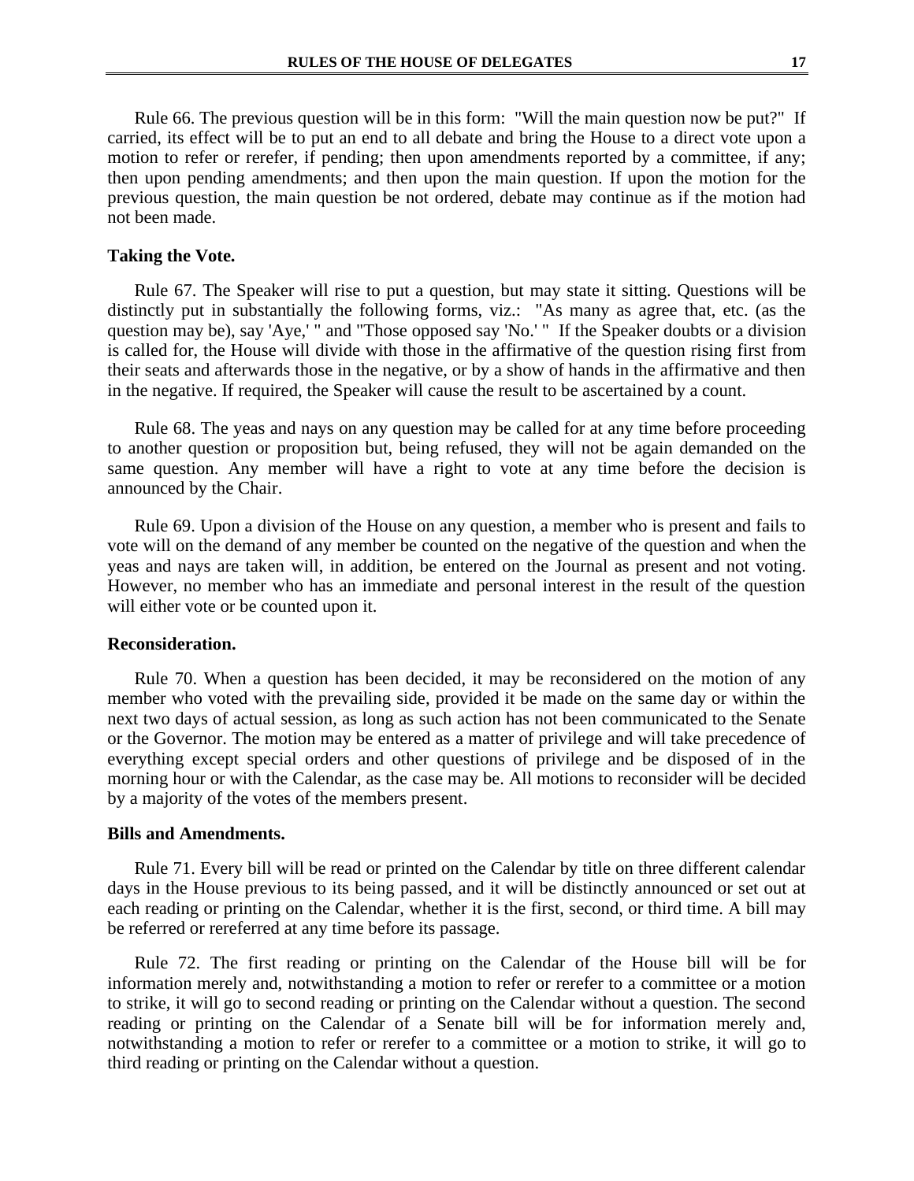Rule 66. The previous question will be in this form: "Will the main question now be put?" If carried, its effect will be to put an end to all debate and bring the House to a direct vote upon a motion to refer or rerefer, if pending; then upon amendments reported by a committee, if any; then upon pending amendments; and then upon the main question. If upon the motion for the previous question, the main question be not ordered, debate may continue as if the motion had not been made.

**Taking the Vote.**

Rule 67. The Speaker will rise to put a question, but may state it sitting. Questions will be distinctly put in substantially the following forms, viz.: "As many as agree that, etc. (as the question may be), say 'Aye,' " and "Those opposed say 'No.' " If the Speaker doubts or a division is called for, the House will divide with those in the affirmative of the question rising first from their seats and afterwards those in the negative, or by a show of hands in the affirmative and then in the negative. If required, the Speaker will cause the result to be ascertained by a count.

Rule 68. The yeas and nays on any question may be called for at any time before proceeding to another question or proposition but, being refused, they will not be again demanded on the same question. Any member will have a right to vote at any time before the decision is announced by the Chair.

Rule 69. Upon a division of the House on any question, a member who is present and fails to vote will on the demand of any member be counted on the negative of the question and when the yeas and nays are taken will, in addition, be entered on the Journal as present and not voting. However, no member who has an immediate and personal interest in the result of the question will either vote or be counted upon it.

**Reconsideration.**

Rule 70. When a question has been decided, it may be reconsidered on the motion of any member who voted with the prevailing side, provided it be made on the same day or within the next two days of actual session, as long as such action has not been communicated to the Senate or the Governor. The motion may be entered as a matter of privilege and will take precedence of everything except special orders and other questions of privilege and be disposed of in the morning hour or with the Calendar, as the case may be. All motions to reconsider will be decided by a majority of the votes of the members present.

**Bills and Amendments.**

Rule 71. Every bill will be read or printed on the Calendar by title on three different calendar days in the House previous to its being passed, and it will be distinctly announced or set out at each reading or printing on the Calendar, whether it is the first, second, or third time. A bill may be referred or rereferred at any time before its passage.

Rule 72. The first reading or printing on the Calendar of the House bill will be for information merely and, notwithstanding a motion to refer or rerefer to a committee or a motion to strike, it will go to second reading or printing on the Calendar without a question. The second reading or printing on the Calendar of a Senate bill will be for information merely and, notwithstanding a motion to refer or rerefer to a committee or a motion to strike, it will go to third reading or printing on the Calendar without a question.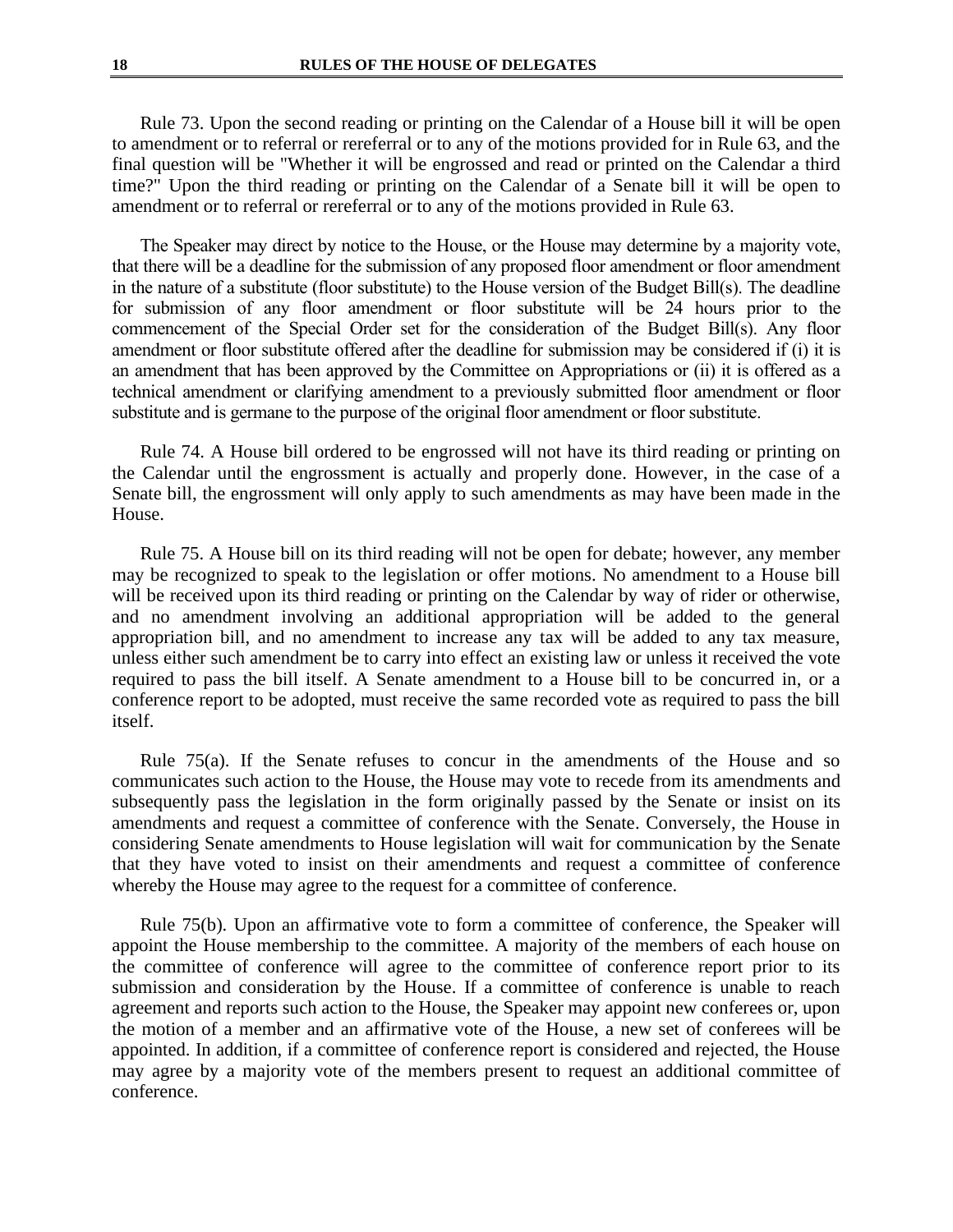Rule 73. Upon the second reading or printing on the Calendar of a House bill it will be open to amendment or to referral or rereferral or to any of the motions provided for in Rule 63, and the final question will be "Whether it will be engrossed and read or printed on the Calendar a third time?" Upon the third reading or printing on the Calendar of a Senate bill it will be open to amendment or to referral or rereferral or to any of the motions provided in Rule 63.

The Speaker may direct by notice to the House, or the House may determine by a majority vote, that there will be a deadline for the submission of any proposed floor amendment or floor amendment in the nature of a substitute (floor substitute) to the House version of the Budget Bill(s). The deadline for submission of any floor amendment or floor substitute will be 24 hours prior to the commencement of the Special Order set for the consideration of the Budget Bill(s). Any floor amendment or floor substitute offered after the deadline for submission may be considered if (i) it is an amendment that has been approved by the Committee on Appropriations or (ii) it is offered as a technical amendment or clarifying amendment to a previously submitted floor amendment or floor substitute and is germane to the purpose of the original floor amendment or floor substitute.

Rule 74. A House bill ordered to be engrossed will not have its third reading or printing on the Calendar until the engrossment is actually and properly done. However, in the case of a Senate bill, the engrossment will only apply to such amendments as may have been made in the House.

Rule 75. A House bill on its third reading will not be open for debate; however, any member may be recognized to speak to the legislation or offer motions. No amendment to a House bill will be received upon its third reading or printing on the Calendar by way of rider or otherwise, and no amendment involving an additional appropriation will be added to the general appropriation bill, and no amendment to increase any tax will be added to any tax measure, unless either such amendment be to carry into effect an existing law or unless it received the vote required to pass the bill itself. A Senate amendment to a House bill to be concurred in, or a conference report to be adopted, must receive the same recorded vote as required to pass the bill itself.

Rule 75(a). If the Senate refuses to concur in the amendments of the House and so communicates such action to the House, the House may vote to recede from its amendments and subsequently pass the legislation in the form originally passed by the Senate or insist on its amendments and request a committee of conference with the Senate. Conversely, the House in considering Senate amendments to House legislation will wait for communication by the Senate that they have voted to insist on their amendments and request a committee of conference whereby the House may agree to the request for a committee of conference.

Rule 75(b). Upon an affirmative vote to form a committee of conference, the Speaker will appoint the House membership to the committee. A majority of the members of each house on the committee of conference will agree to the committee of conference report prior to its submission and consideration by the House. If a committee of conference is unable to reach agreement and reports such action to the House, the Speaker may appoint new conferees or, upon the motion of a member and an affirmative vote of the House, a new set of conferees will be appointed. In addition, if a committee of conference report is considered and rejected, the House may agree by a majority vote of the members present to request an additional committee of conference.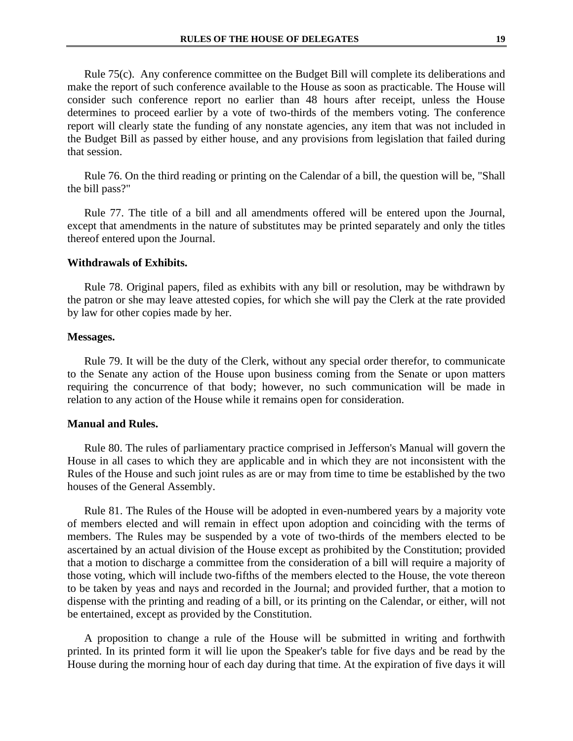Rule 75(c). Any conference committee on the Budget Bill will complete its deliberations and make the report of such conference available to the House as soon as practicable. The House will consider such conference report no earlier than 48 hours after receipt, unless the House determines to proceed earlier by a vote of two-thirds of the members voting. The conference report will clearly state the funding of any nonstate agencies, any item that was not included in the Budget Bill as passed by either house, and any provisions from legislation that failed during that session.

Rule 76. On the third reading or printing on the Calendar of a bill, the question will be, "Shall the bill pass?"

Rule 77. The title of a bill and all amendments offered will be entered upon the Journal, except that amendments in the nature of substitutes may be printed separately and only the titles thereof entered upon the Journal.

**Withdrawals of Exhibits.**

Rule 78. Original papers, filed as exhibits with any bill or resolution, may be withdrawn by the patron or she may leave attested copies, for which she will pay the Clerk at the rate provided by law for other copies made by her.

**Messages.**

Rule 79. It will be the duty of the Clerk, without any special order therefor, to communicate to the Senate any action of the House upon business coming from the Senate or upon matters requiring the concurrence of that body; however, no such communication will be made in relation to any action of the House while it remains open for consideration.

**Manual and Rules.**

Rule 80. The rules of parliamentary practice comprised in Jefferson's Manual will govern the House in all cases to which they are applicable and in which they are not inconsistent with the Rules of the House and such joint rules as are or may from time to time be established by the two houses of the General Assembly.

Rule 81. The Rules of the House will be adopted in even-numbered years by a majority vote of members elected and will remain in effect upon adoption and coinciding with the terms of members. The Rules may be suspended by a vote of two-thirds of the members elected to be ascertained by an actual division of the House except as prohibited by the Constitution; provided that a motion to discharge a committee from the consideration of a bill will require a majority of those voting, which will include two-fifths of the members elected to the House, the vote thereon to be taken by yeas and nays and recorded in the Journal; and provided further, that a motion to dispense with the printing and reading of a bill, or its printing on the Calendar, or either, will not be entertained, except as provided by the Constitution.

A proposition to change a rule of the House will be submitted in writing and forthwith printed. In its printed form it will lie upon the Speaker's table for five days and be read by the House during the morning hour of each day during that time. At the expiration of five days it will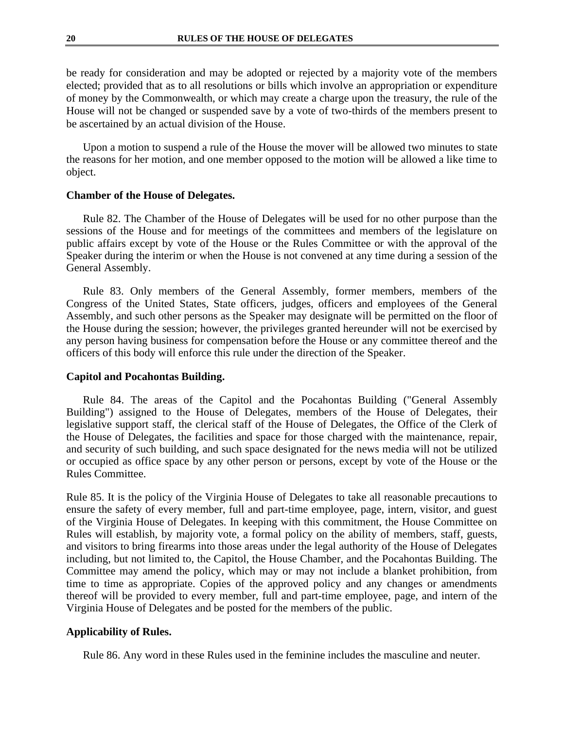be ready for consideration and may be adopted or rejected by a majority vote of the members elected; provided that as to all resolutions or bills which involve an appropriation or expenditure of money by the Commonwealth, or which may create a charge upon the treasury, the rule of the House will not be changed or suspended save by a vote of two-thirds of the members present to be ascertained by an actual division of the House.

Upon a motion to suspend a rule of the House the mover will be allowed two minutes to state the reasons for her motion, and one member opposed to the motion will be allowed a like time to object.

**Chamber of the House of Delegates.**

Rule 82. The Chamber of the House of Delegates will be used for no other purpose than the sessions of the House and for meetings of the committees and members of the legislature on public affairs except by vote of the House or the Rules Committee or with the approval of the Speaker during the interim or when the House is not convened at any time during a session of the General Assembly.

Rule 83. Only members of the General Assembly, former members, members of the Congress of the United States, State officers, judges, officers and employees of the General Assembly, and such other persons as the Speaker may designate will be permitted on the floor of the House during the session; however, the privileges granted hereunder will not be exercised by any person having business for compensation before the House or any committee thereof and the officers of this body will enforce this rule under the direction of the Speaker.

**Capitol and Pocahontas Building.**

Rule 84. The areas of the Capitol and the Pocahontas Building ("General Assembly Building") assigned to the House of Delegates, members of the House of Delegates, their legislative support staff, the clerical staff of the House of Delegates, the Office of the Clerk of the House of Delegates, the facilities and space for those charged with the maintenance, repair, and security of such building, and such space designated for the news media will not be utilized or occupied as office space by any other person or persons, except by vote of the House or the Rules Committee.

Rule 85. It is the policy of the Virginia House of Delegates to take all reasonable precautions to ensure the safety of every member, full and part-time employee, page, intern, visitor, and guest of the Virginia House of Delegates. In keeping with this commitment, the House Committee on Rules will establish, by majority vote, a formal policy on the ability of members, staff, guests, and visitors to bring firearms into those areas under the legal authority of the House of Delegates including, but not limited to, the Capitol, the House Chamber, and the Pocahontas Building. The Committee may amend the policy, which may or may not include a blanket prohibition, from time to time as appropriate. Copies of the approved policy and any changes or amendments thereof will be provided to every member, full and part-time employee, page, and intern of the Virginia House of Delegates and be posted for the members of the public.

**Applicability of Rules.**

Rule 86. Any word in these Rules used in the feminine includes the masculine and neuter.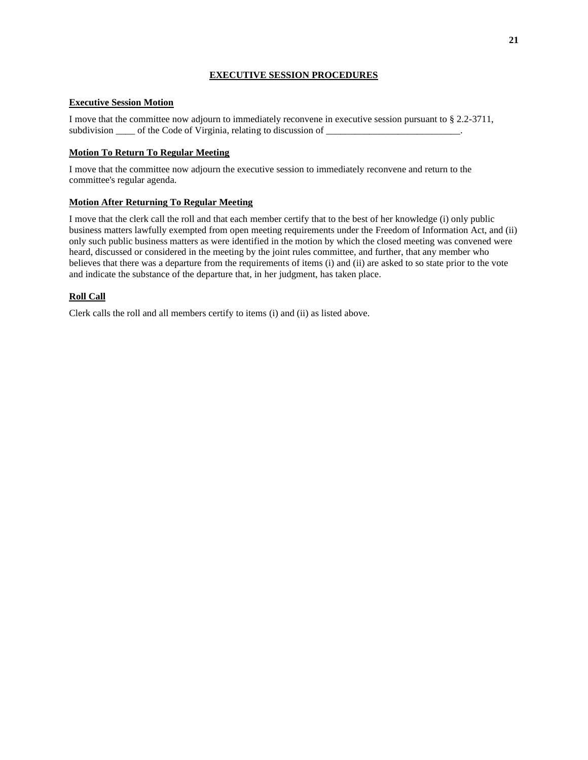## EXECUTIVE SESSION PROCEDURES

**Executive Session Motion**

I move that the committee now adjourn to immediately reconvene in executive session pursuant to § 2.2-3711, subdivision ____ of the Code of Virginia, relating to discussion of ___________________________.

**Motion To Return To Regular Meeting**

I move that the committee now adjourn the executive session to immediately reconvene and return to the committee's regular agenda.

**Motion After Returning To Regular Meeting**

I move that the clerk call the roll and that each member certify that to the best of her knowledge (i) only public business matters lawfully exempted from open meeting requirements under the Freedom of Information Act, and (ii) only such public business matters as were identified in the motion by which the closed meeting was convened were heard, discussed or considered in the meeting by the joint rules committee, and further, that any member who believes that there was a departure from the requirements of items (i) and (ii) are asked to so state prior to the vote and indicate the substance of the departure that, in her judgment, has taken place.

**Roll Call**

Clerk calls the roll and all members certify to items (i) and (ii) as listed above.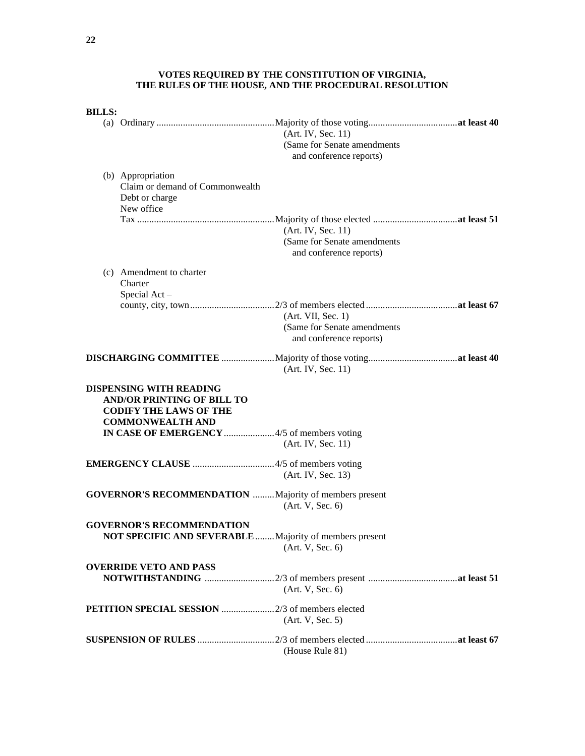## VOTES REQUIRED BY THE CONSTITUTION OF VIRGINIA, THE RULES OF THE HOUSE, AND THE PROCEDURAL RESOLUTION

**BILLS:**

| Item | Vote Required | Number |
|---|---|---|
| (a) Ordinary | Majority of those voting (Art. IV, Sec. 11) (Same for Senate amendments and conference reports) | **at least 40** |
| (b) Appropriation<br>Claim or demand of Commonwealth<br>Debt or charge<br>New office<br>Tax | Majority of those elected (Art. IV, Sec. 11) (Same for Senate amendments and conference reports) | **at least 51** |
| (c) Amendment to charter<br>Charter<br>Special Act – county, city, town | 2/3 of members elected (Art. VII, Sec. 1) (Same for Senate amendments and conference reports) | **at least 67** |
| **DISCHARGING COMMITTEE** | Majority of those voting (Art. IV, Sec. 11) | **at least 40** |
| **DISPENSING WITH READING AND/OR PRINTING OF BILL TO CODIFY THE LAWS OF THE COMMONWEALTH AND IN CASE OF EMERGENCY** | 4/5 of members voting (Art. IV, Sec. 11) | |
| **EMERGENCY CLAUSE** | 4/5 of members voting (Art. IV, Sec. 13) | |
| **GOVERNOR'S RECOMMENDATION** | Majority of members present (Art. V, Sec. 6) | |
| **GOVERNOR'S RECOMMENDATION NOT SPECIFIC AND SEVERABLE** | Majority of members present (Art. V, Sec. 6) | |
| **OVERRIDE VETO AND PASS NOTWITHSTANDING** | 2/3 of members present (Art. V, Sec. 6) | **at least 51** |
| **PETITION SPECIAL SESSION** | 2/3 of members elected (Art. V, Sec. 5) | |
| **SUSPENSION OF RULES** | 2/3 of members elected (House Rule 81) | **at least 67** |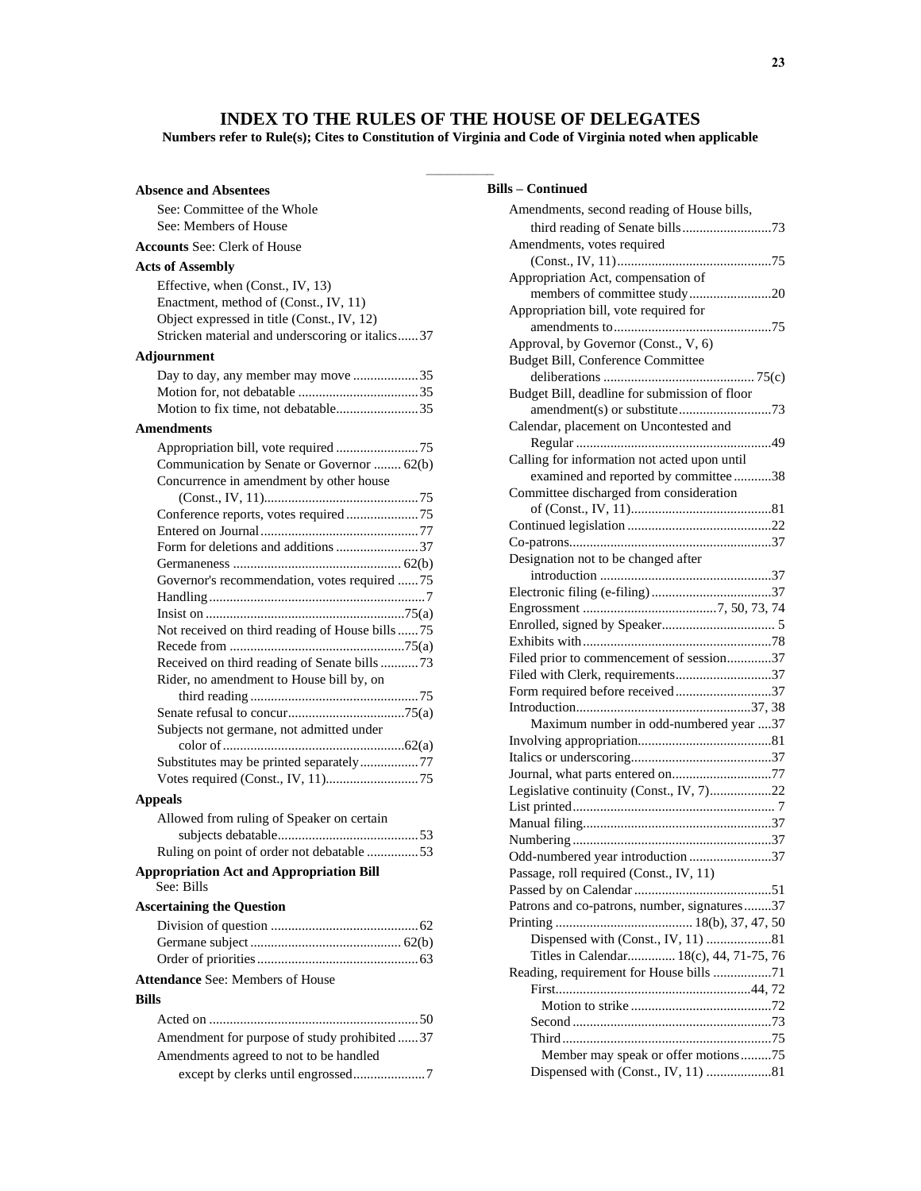# INDEX TO THE RULES OF THE HOUSE OF DELEGATES

**Numbers refer to Rule(s); Cites to Constitution of Virginia and Code of Virginia noted when applicable**

**Absence and Absentees**
- See: Committee of the Whole
- See: Members of House

**Accounts** See: Clerk of House

**Acts of Assembly**
- Effective, when (Const., IV, 13)
- Enactment, method of (Const., IV, 11)
- Object expressed in title (Const., IV, 12)
- Stricken material and underscoring or italics......37

**Adjournment**
- Day to day, any member may move ...................35
- Motion for, not debatable ...................................35
- Motion to fix time, not debatable........................35

**Amendments**
- Appropriation bill, vote required ........................75
- Communication by Senate or Governor ........ 62(b)
- Concurrence in amendment by other house (Const., IV, 11).............................................75
- Conference reports, votes required .....................75
- Entered on Journal..............................................77
- Form for deletions and additions ........................37
- Germaneness ................................................. 62(b)
- Governor's recommendation, votes required ......75
- Handling...............................................................7
- Insist on ..........................................................75(a)
- Not received on third reading of House bills......75
- Recede from ...................................................75(a)
- Received on third reading of Senate bills ...........73
- Rider, no amendment to House bill by, on third reading .................................................75
- Senate refusal to concur..................................75(a)
- Subjects not germane, not admitted under color of .....................................................62(a)
- Substitutes may be printed separately.................77
- Votes required (Const., IV, 11)...........................75

**Appeals**
- Allowed from ruling of Speaker on certain subjects debatable.........................................53
- Ruling on point of order not debatable ...............53

**Appropriation Act and Appropriation Bill**
See: Bills

**Ascertaining the Question**
- Division of question ...........................................62
- Germane subject ............................................ 62(b)
- Order of priorities...............................................63

**Attendance** See: Members of House

**Bills**
- Acted on .............................................................50
- Amendment for purpose of study prohibited ......37
- Amendments agreed to not to be handled except by clerks until engrossed.....................7

**Bills – Continued**
- Amendments, second reading of House bills, third reading of Senate bills..........................73
- Amendments, votes required (Const., IV, 11).............................................75
- Appropriation Act, compensation of members of committee study........................20
- Appropriation bill, vote required for amendments to..............................................75
- Approval, by Governor (Const., V, 6)
- Budget Bill, Conference Committee deliberations ............................................ 75(c)
- Budget Bill, deadline for submission of floor amendment(s) or substitute...........................73
- Calendar, placement on Uncontested and Regular .........................................................49
- Calling for information not acted upon until examined and reported by committee ...........38
- Committee discharged from consideration of (Const., IV, 11).........................................81
- Continued legislation ..........................................22
- Co-patrons...........................................................37
- Designation not to be changed after introduction ..................................................37
- Electronic filing (e-filing) ...................................37
- Engrossment .......................................7, 50, 73, 74
- Enrolled, signed by Speaker................................. 5
- Exhibits with.......................................................78
- Filed prior to commencement of session.............37
- Filed with Clerk, requirements............................37
- Form required before received............................37
- Introduction...................................................37, 38
  - Maximum number in odd-numbered year ....37
- Involving appropriation.......................................81
- Italics or underscoring.........................................37
- Journal, what parts entered on.............................77
- Legislative continuity (Const., IV, 7)..................22
- List printed........................................................... 7
- Manual filing.......................................................37
- Numbering ..........................................................37
- Odd-numbered year introduction ........................37
- Passage, roll required (Const., IV, 11)
- Passed by on Calendar ........................................51
- Patrons and co-patrons, number, signatures........37
- Printing ........................................ 18(b), 37, 47, 50
  - Dispensed with (Const., IV, 11) ...................81
  - Titles in Calendar............. 18(c), 44, 71-75, 76
- Reading, requirement for House bills .................71
  - First.........................................................44, 72
    - Motion to strike .........................................72
  - Second ..........................................................73
  - Third .............................................................75
    - Member may speak or offer motions.........75
  - Dispensed with (Const., IV, 11) ...................81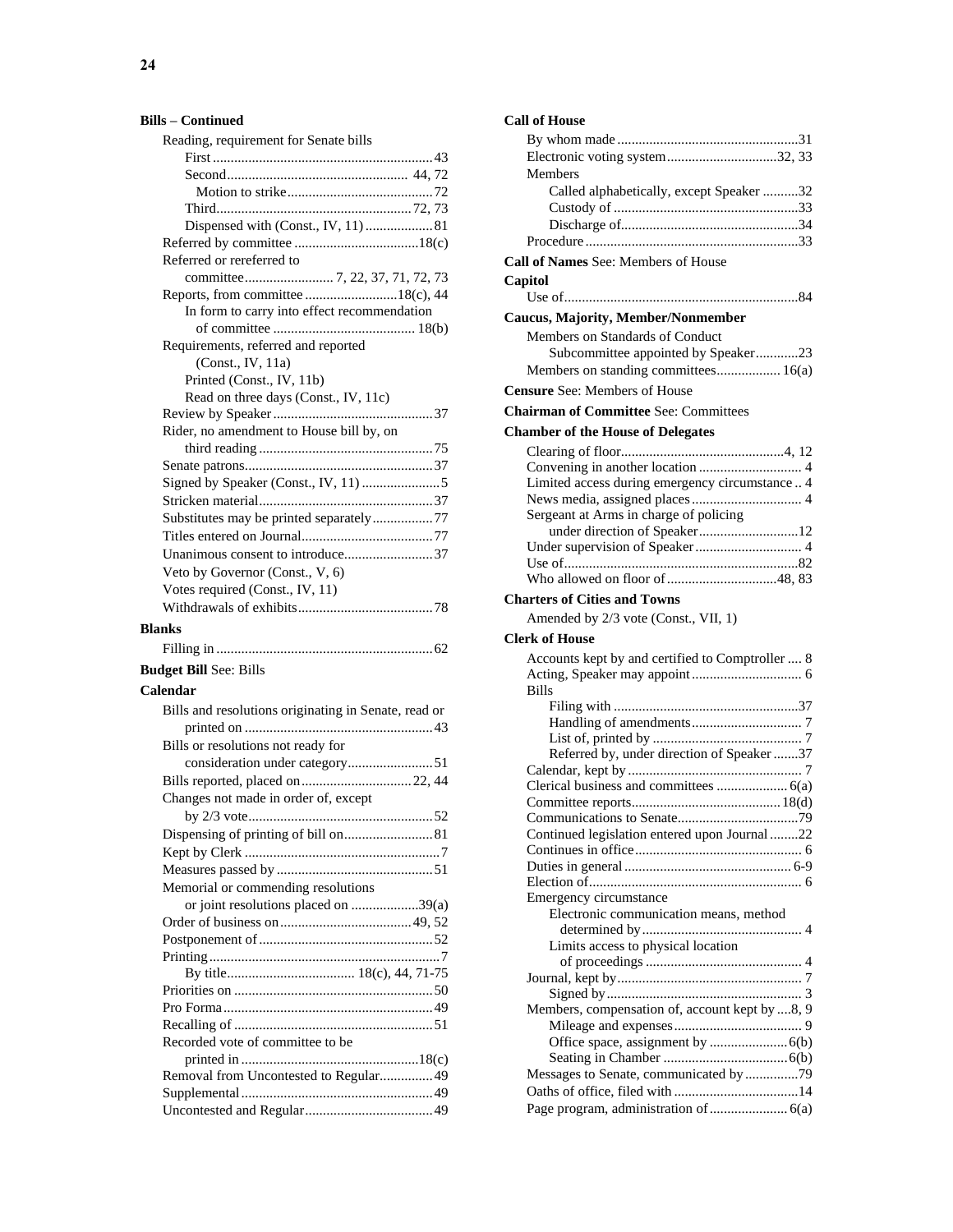**Bills – Continued**

- Reading, requirement for Senate bills
  - First ... 43
  - Second ... 44, 72
    - Motion to strike ... 72
  - Third ... 72, 73
  - Dispensed with (Const., IV, 11) ... 81
- Referred by committee ... 18(c)
- Referred or rereferred to committee ... 7, 22, 37, 71, 72, 73
- Reports, from committee ... 18(c), 44
  - In form to carry into effect recommendation of committee ... 18(b)
- Requirements, referred and reported (Const., IV, 11a)
  - Printed (Const., IV, 11b)
  - Read on three days (Const., IV, 11c)
- Review by Speaker ... 37
- Rider, no amendment to House bill by, on third reading ... 75
- Senate patrons ... 37
- Signed by Speaker (Const., IV, 11) ... 5
- Stricken material ... 37
- Substitutes may be printed separately ... 77
- Titles entered on Journal ... 77
- Unanimous consent to introduce ... 37
- Veto by Governor (Const., V, 6)
- Votes required (Const., IV, 11)
- Withdrawals of exhibits ... 78

**Blanks**

- Filling in ... 62

**Budget Bill** See: Bills

**Calendar**

- Bills and resolutions originating in Senate, read or printed on ... 43
- Bills or resolutions not ready for consideration under category ... 51
- Bills reported, placed on ... 22, 44
- Changes not made in order of, except by 2/3 vote ... 52
- Dispensing of printing of bill on ... 81
- Kept by Clerk ... 7
- Measures passed by ... 51
- Memorial or commending resolutions or joint resolutions placed on ... 39(a)
- Order of business on ... 49, 52
- Postponement of ... 52
- Printing ... 7
  - By title ... 18(c), 44, 71-75
- Priorities on ... 50
- Pro Forma ... 49
- Recalling of ... 51
- Recorded vote of committee to be printed in ... 18(c)
- Removal from Uncontested to Regular ... 49
- Supplemental ... 49
- Uncontested and Regular ... 49

**Call of House**

- By whom made ... 31
- Electronic voting system ... 32, 33
- Members
  - Called alphabetically, except Speaker ... 32
  - Custody of ... 33
  - Discharge of ... 34
- Procedure ... 33

**Call of Names** See: Members of House

**Capitol**

- Use of ... 84

**Caucus, Majority, Member/Nonmember**

- Members on Standards of Conduct Subcommittee appointed by Speaker ... 23
- Members on standing committees ... 16(a)

**Censure** See: Members of House

**Chairman of Committee** See: Committees

**Chamber of the House of Delegates**

- Clearing of floor ... 4, 12
- Convening in another location ... 4
- Limited access during emergency circumstance .. 4
- News media, assigned places ... 4
- Sergeant at Arms in charge of policing under direction of Speaker ... 12
- Under supervision of Speaker ... 4
- Use of ... 82
- Who allowed on floor of ... 48, 83

**Charters of Cities and Towns**

- Amended by 2/3 vote (Const., VII, 1)

**Clerk of House**

- Accounts kept by and certified to Comptroller ... 8
- Acting, Speaker may appoint ... 6
- Bills
  - Filing with ... 37
  - Handling of amendments ... 7
  - List of, printed by ... 7
  - Referred by, under direction of Speaker ... 37
- Calendar, kept by ... 7
- Clerical business and committees ... 6(a)
- Committee reports ... 18(d)
- Communications to Senate ... 79
- Continued legislation entered upon Journal ... 22
- Continues in office ... 6
- Duties in general ... 6-9
- Election of ... 6
- Emergency circumstance
  - Electronic communication means, method determined by ... 4
  - Limits access to physical location of proceedings ... 4
- Journal, kept by ... 7
  - Signed by ... 3
- Members, compensation of, account kept by ... 8, 9
  - Mileage and expenses ... 9
  - Office space, assignment by ... 6(b)
  - Seating in Chamber ... 6(b)
- Messages to Senate, communicated by ... 79
- Oaths of office, filed with ... 14
- Page program, administration of ... 6(a)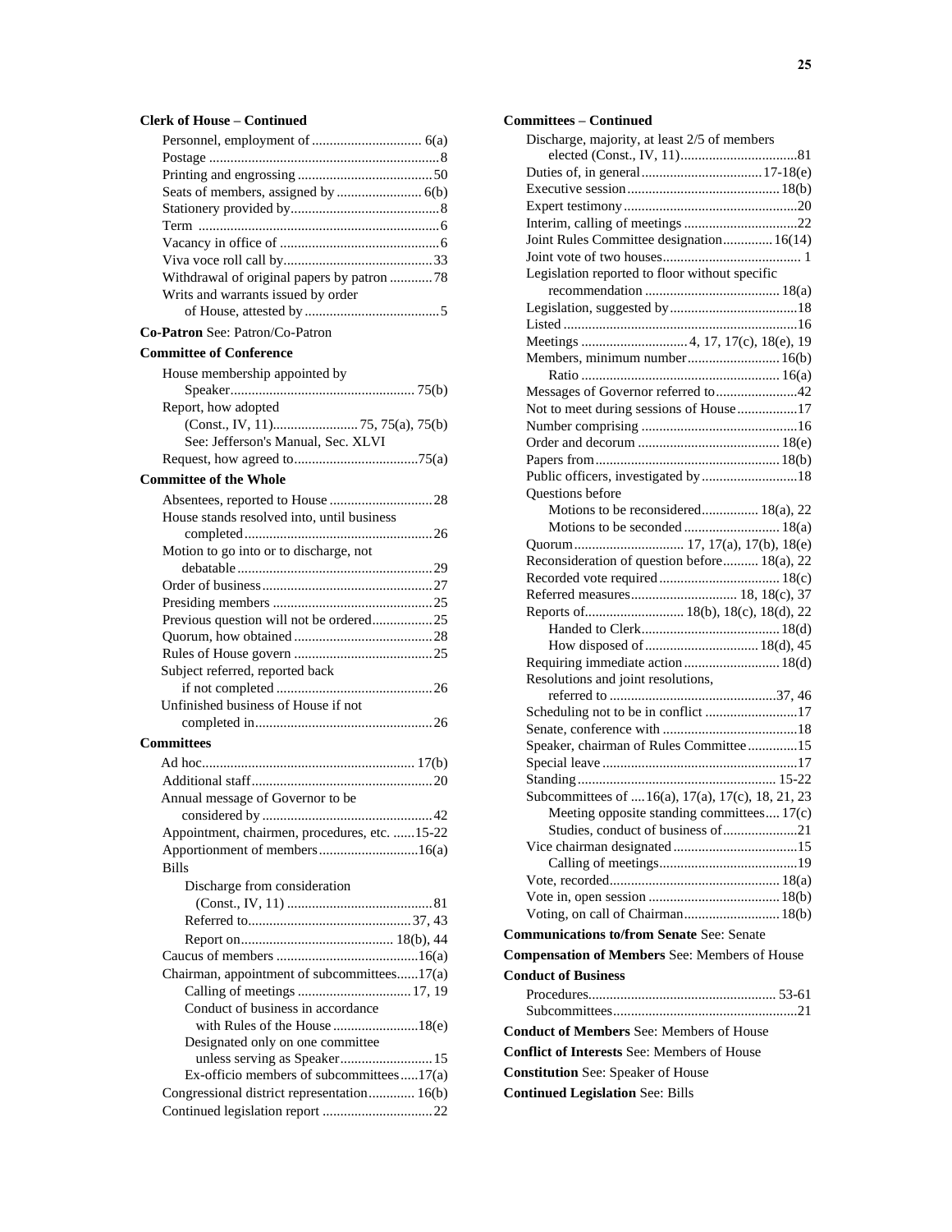**Clerk of House – Continued**

- Personnel, employment of ............................... 6(a)
- Postage ................................................................ 8
- Printing and engrossing ...................................... 50
- Seats of members, assigned by ........................ 6(b)
- Stationery provided by.......................................... 8
- Term .................................................................... 6
- Vacancy in office of ............................................. 6
- Viva voce roll call by.......................................... 33
- Withdrawal of original papers by patron ............ 78
- Writs and warrants issued by order of House, attested by ...................................... 5

**Co-Patron** See: Patron/Co-Patron

**Committee of Conference**

- House membership appointed by Speaker.................................................... 75(b)
- Report, how adopted (Const., IV, 11)........................ 75, 75(a), 75(b)
  - See: Jefferson's Manual, Sec. XLVI
- Request, how agreed to.................................. 75(a)

**Committee of the Whole**

- Absentees, reported to House ............................. 28
- House stands resolved into, until business completed..................................................... 26
- Motion to go into or to discharge, not debatable....................................................... 29
- Order of business................................................ 27
- Presiding members ............................................. 25
- Previous question will not be ordered................. 25
- Quorum, how obtained ....................................... 28
- Rules of House govern ....................................... 25
- Subject referred, reported back if not completed ............................................ 26
- Unfinished business of House if not completed in.................................................. 26

**Committees**

- Ad hoc............................................................ 17(b)
- Additional staff................................................... 20
- Annual message of Governor to be considered by ................................................ 42
- Appointment, chairmen, procedures, etc. ......15-22
- Apportionment of members............................16(a)
- Bills
  - Discharge from consideration (Const., IV, 11) ......................................... 81
  - Referred to.............................................. 37, 43
  - Report on........................................... 18(b), 44
- Caucus of members ........................................16(a)
- Chairman, appointment of subcommittees......17(a)
  - Calling of meetings ................................ 17, 19
  - Conduct of business in accordance with Rules of the House ........................18(e)
  - Designated only on one committee unless serving as Speaker.......................... 15
  - Ex-officio members of subcommittees.....17(a)
- Congressional district representation............. 16(b)
- Continued legislation report ............................... 22
- Discharge, majority, at least 2/5 of members elected (Const., IV, 11)................................. 81
- Duties of, in general.................................. 17-18(e)
- Executive session........................................... 18(b)
- Expert testimony................................................. 20
- Interim, calling of meetings ................................ 22
- Joint Rules Committee designation.............. 16(14)
- Joint vote of two houses....................................... 1
- Legislation reported to floor without specific recommendation ...................................... 18(a)
- Legislation, suggested by.................................... 18
- Listed .................................................................. 16
- Meetings ............................. 4, 17, 17(c), 18(e), 19
- Members, minimum number.......................... 16(b)
  - Ratio ........................................................ 16(a)
- Messages of Governor referred to....................... 42
- Not to meet during sessions of House................. 17
- Number comprising ............................................ 16
- Order and decorum ........................................ 18(e)
- Papers from................................................... 18(b)
- Public officers, investigated by........................... 18
- Questions before
  - Motions to be reconsidered................ 18(a), 22
  - Motions to be seconded ........................... 18(a)
- Quorum............................... 17, 17(a), 17(b), 18(e)
- Reconsideration of question before.......... 18(a), 22
- Recorded vote required .................................. 18(c)
- Referred measures.............................. 18, 18(c), 37
- Reports of............................ 18(b), 18(c), 18(d), 22
  - Handed to Clerk....................................... 18(d)
  - How disposed of................................ 18(d), 45
- Requiring immediate action........................... 18(d)
- Resolutions and joint resolutions, referred to ............................................... 37, 46
- Scheduling not to be in conflict .......................... 17
- Senate, conference with ...................................... 18
- Speaker, chairman of Rules Committee.............. 15
- Special leave ....................................................... 17
- Standing........................................................ 15-22
- Subcommittees of .... 16(a), 17(a), 17(c), 18, 21, 23
  - Meeting opposite standing committees.... 17(c)
  - Studies, conduct of business of..................... 21
- Vice chairman designated .................................. 15
  - Calling of meetings...................................... 19
- Vote, recorded................................................ 18(a)
- Vote in, open session ..................................... 18(b)
- Voting, on call of Chairman........................... 18(b)

**Communications to/from Senate** See: Senate

**Compensation of Members** See: Members of House

**Conduct of Business**

- Procedures.................................................... 53-61
- Subcommittees.................................................... 21

**Conduct of Members** See: Members of House

**Conflict of Interests** See: Members of House

**Constitution** See: Speaker of House

**Continued Legislation** See: Bills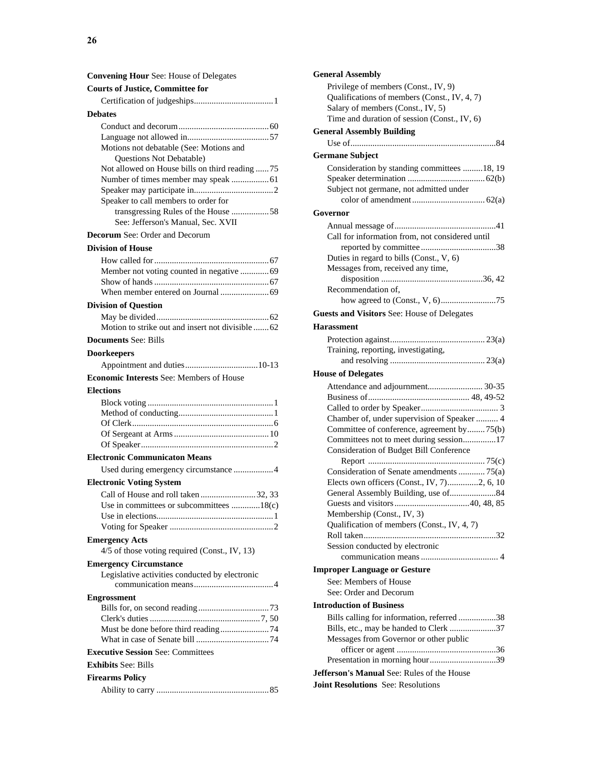**Convening Hour** See: House of Delegates

**Courts of Justice, Committee for**

- Certification of judgeships....................................1

**Debates**

- Conduct and decorum.........................................60
- Language not allowed in.....................................57
- Motions not debatable (See: Motions and Questions Not Debatable)
- Not allowed on House bills on third reading ......75
- Number of times member may speak .................61
- Speaker may participate in....................................2
- Speaker to call members to order for transgressing Rules of the House .................58
  - See: Jefferson's Manual, Sec. XVII

**Decorum** See: Order and Decorum

**Division of House**

- How called for....................................................67
- Member not voting counted in negative .............69
- Show of hands ....................................................67
- When member entered on Journal ......................69

**Division of Question**

- May be divided...................................................62
- Motion to strike out and insert not divisible.......62

**Documents** See: Bills

**Doorkeepers**

- Appointment and duties.................................10-13

**Economic Interests** See: Members of House

**Elections**

- Block voting .........................................................1
- Method of conducting...........................................1
- Of Clerk................................................................6
- Of Sergeant at Arms...........................................10
- Of Speaker............................................................2

**Electronic Communicaton Means**

- Used during emergency circumstance ..................4

**Electronic Voting System**

- Call of House and roll taken.........................32, 33
- Use in committees or subcommittees .............18(c)
- Use in elections.....................................................1
- Voting for Speaker ...............................................2

**Emergency Acts**

- 4/5 of those voting required (Const., IV, 13)

**Emergency Circumstance**

- Legislative activities conducted by electronic communication means...................................4

**Engrossment**

- Bills for, on second reading................................73
- Clerk's duties ..................................................7, 50
- Must be done before third reading......................74
- What in case of Senate bill .................................74

**Executive Session** See: Committees

**Exhibits** See: Bills

**Firearms Policy**

- Ability to carry ...................................................85

**General Assembly**

- Privilege of members (Const., IV, 9)
- Qualifications of members (Const., IV, 4, 7)
- Salary of members (Const., IV, 5)
- Time and duration of session (Const., IV, 6)

**General Assembly Building**

- Use of..................................................................84

**Germane Subject**

- Consideration by standing committees .........18, 19
- Speaker determination ...................................62(b)
- Subject not germane, not admitted under color of amendment.................................62(a)

**Governor**

- Annual message of..............................................41
- Call for information from, not considered until reported by committee..................................38
- Duties in regard to bills (Const., V, 6)
- Messages from, received any time, disposition ..............................................36, 42
- Recommendation of, how agreed to (Const., V, 6).........................75

**Guests and Visitors** See: House of Delegates

**Harassment**

- Protection against...........................................23(a)
- Training, reporting, investigating, and resolving ...........................................23(a)

**House of Delegates**

- Attendance and adjournment......................... 30-35
- Business of............................................. 48, 49-52
- Called to order by Speaker................................... 3
- Chamber of, under supervision of Speaker .......... 4
- Committee of conference, agreement by........75(b)
- Committees not to meet during session...............17
- Consideration of Budget Bill Conference Report .....................................................75(c)
- Consideration of Senate amendments ............75(a)
- Elects own officers (Const., IV, 7).............2, 6, 10
- General Assembly Building, use of.....................84
- Guests and visitors..................................40, 48, 85
- Membership (Const., IV, 3)
- Qualification of members (Const., IV, 4, 7)
- Roll taken............................................................32
- Session conducted by electronic communication means ................................... 4

**Improper Language or Gesture**

- See: Members of House
- See: Order and Decorum

**Introduction of Business**

- Bills calling for information, referred .................38
- Bills, etc., may be handed to Clerk .....................37
- Messages from Governor or other public officer or agent .............................................36
- Presentation in morning hour..............................39

**Jefferson's Manual** See: Rules of the House

**Joint Resolutions** See: Resolutions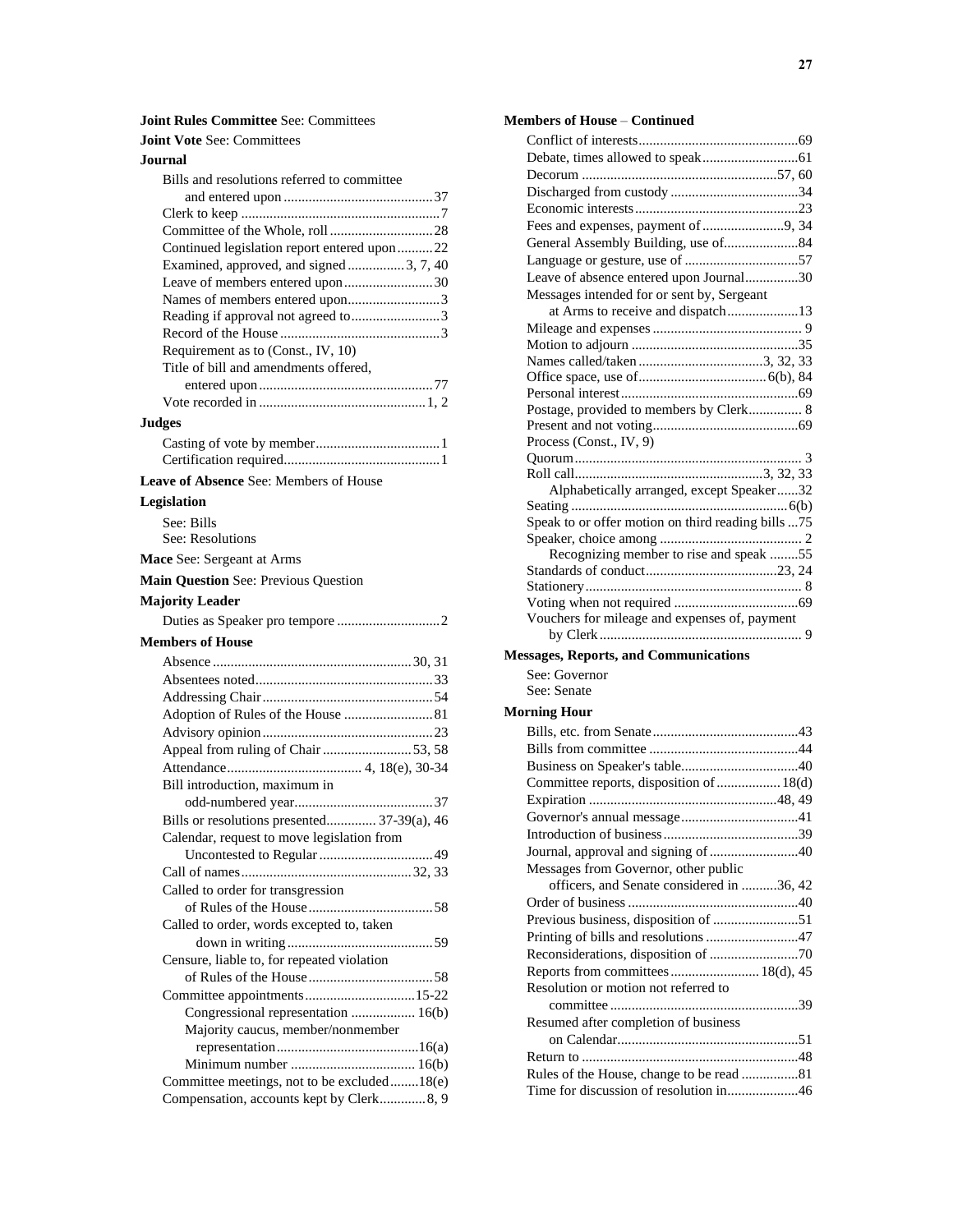**Joint Rules Committee** See: Committees

**Joint Vote** See: Committees

**Journal**

- Bills and resolutions referred to committee and entered upon ..... 37
- Clerk to keep ..... 7
- Committee of the Whole, roll ..... 28
- Continued legislation report entered upon ..... 22
- Examined, approved, and signed ..... 3, 7, 40
- Leave of members entered upon ..... 30
- Names of members entered upon ..... 3
- Reading if approval not agreed to ..... 3
- Record of the House ..... 3
- Requirement as to (Const., IV, 10)
- Title of bill and amendments offered, entered upon ..... 77
- Vote recorded in ..... 1, 2

**Judges**

- Casting of vote by member ..... 1
- Certification required ..... 1

**Leave of Absence** See: Members of House

**Legislation**

- See: Bills
- See: Resolutions

**Mace** See: Sergeant at Arms

**Main Question** See: Previous Question

**Majority Leader**

- Duties as Speaker pro tempore ..... 2

**Members of House**

- Absence ..... 30, 31
- Absentees noted ..... 33
- Addressing Chair ..... 54
- Adoption of Rules of the House ..... 81
- Advisory opinion ..... 23
- Appeal from ruling of Chair ..... 53, 58
- Attendance ..... 4, 18(e), 30-34
- Bill introduction, maximum in odd-numbered year ..... 37
- Bills or resolutions presented ..... 37-39(a), 46
- Calendar, request to move legislation from Uncontested to Regular ..... 49
- Call of names ..... 32, 33
- Called to order for transgression of Rules of the House ..... 58
- Called to order, words excepted to, taken down in writing ..... 59
- Censure, liable to, for repeated violation of Rules of the House ..... 58
- Committee appointments ..... 15-22
  - Congressional representation ..... 16(b)
  - Majority caucus, member/nonmember representation ..... 16(a)
  - Minimum number ..... 16(b)
- Committee meetings, not to be excluded ..... 18(e)
- Compensation, accounts kept by Clerk ..... 8, 9

**Members of House** – **Continued**

- Conflict of interests ..... 69
- Debate, times allowed to speak ..... 61
- Decorum ..... 57, 60
- Discharged from custody ..... 34
- Economic interests ..... 23
- Fees and expenses, payment of ..... 9, 34
- General Assembly Building, use of ..... 84
- Language or gesture, use of ..... 57
- Leave of absence entered upon Journal ..... 30
- Messages intended for or sent by, Sergeant at Arms to receive and dispatch ..... 13
- Mileage and expenses ..... 9
- Motion to adjourn ..... 35
- Names called/taken ..... 3, 32, 33
- Office space, use of ..... 6(b), 84
- Personal interest ..... 69
- Postage, provided to members by Clerk ..... 8
- Present and not voting ..... 69
- Process (Const., IV, 9)
- Quorum ..... 3
- Roll call ..... 3, 32, 33
  - Alphabetically arranged, except Speaker ..... 32
- Seating ..... 6(b)
- Speak to or offer motion on third reading bills ..... 75
- Speaker, choice among ..... 2
  - Recognizing member to rise and speak ..... 55
- Standards of conduct ..... 23, 24
- Stationery ..... 8
- Voting when not required ..... 69
- Vouchers for mileage and expenses of, payment by Clerk ..... 9

**Messages, Reports, and Communications**

- See: Governor
- See: Senate

**Morning Hour**

- Bills, etc. from Senate ..... 43
- Bills from committee ..... 44
- Business on Speaker's table ..... 40
- Committee reports, disposition of ..... 18(d)
- Expiration ..... 48, 49
- Governor's annual message ..... 41
- Introduction of business ..... 39
- Journal, approval and signing of ..... 40
- Messages from Governor, other public officers, and Senate considered in ..... 36, 42
- Order of business ..... 40
- Previous business, disposition of ..... 51
- Printing of bills and resolutions ..... 47
- Reconsiderations, disposition of ..... 70
- Reports from committees ..... 18(d), 45
- Resolution or motion not referred to committee ..... 39
- Resumed after completion of business on Calendar ..... 51
- Return to ..... 48
- Rules of the House, change to be read ..... 81
- Time for discussion of resolution in ..... 46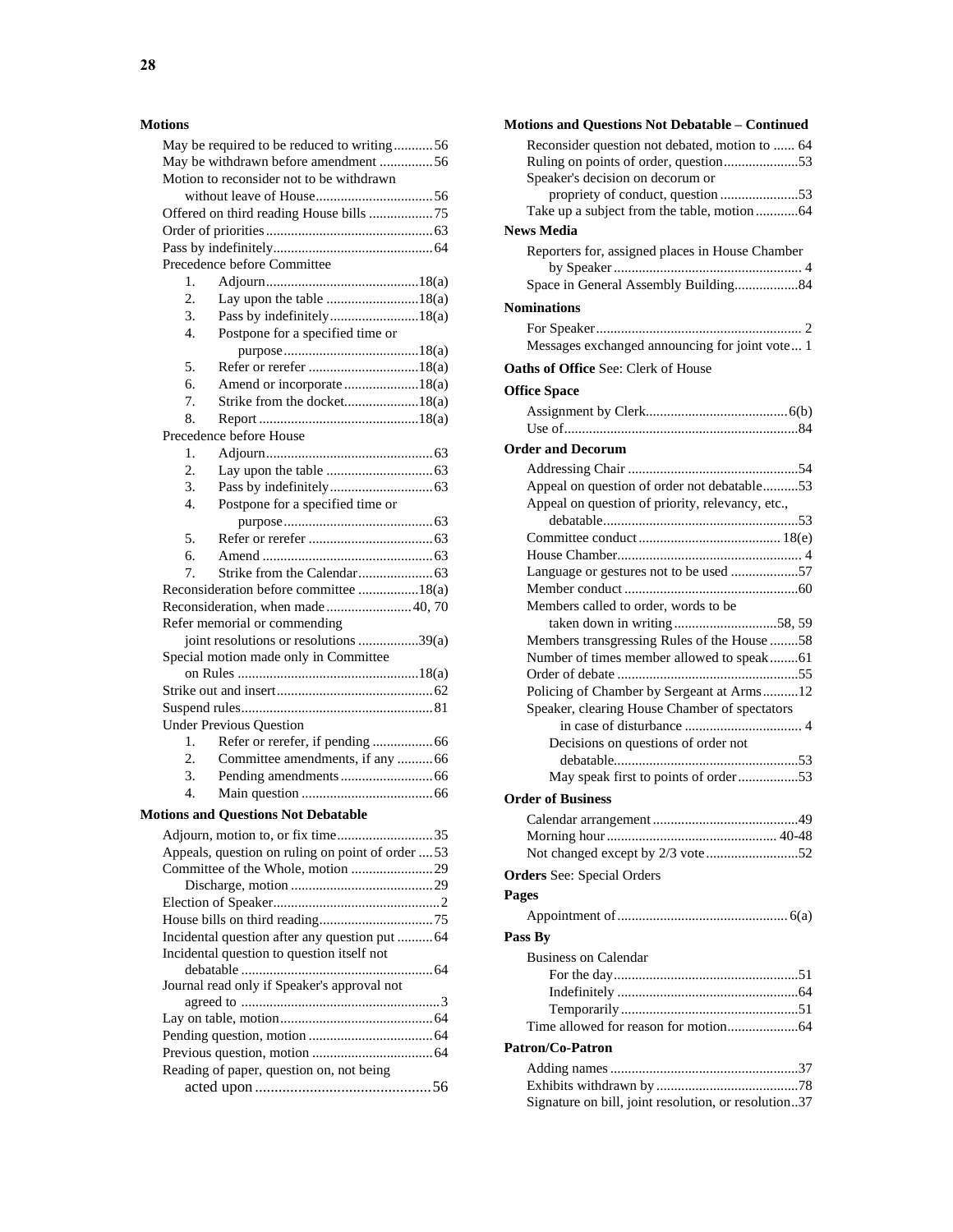**Motions**

- May be required to be reduced to writing ... 56
- May be withdrawn before amendment ... 56
- Motion to reconsider not to be withdrawn without leave of House ... 56
- Offered on third reading House bills ... 75
- Order of priorities ... 63
- Pass by indefinitely ... 64
- Precedence before Committee
  1. Adjourn ... 18(a)
  2. Lay upon the table ... 18(a)
  3. Pass by indefinitely ... 18(a)
  4. Postpone for a specified time or purpose ... 18(a)
  5. Refer or rerefer ... 18(a)
  6. Amend or incorporate ... 18(a)
  7. Strike from the docket ... 18(a)
  8. Report ... 18(a)
- Precedence before House
  1. Adjourn ... 63
  2. Lay upon the table ... 63
  3. Pass by indefinitely ... 63
  4. Postpone for a specified time or purpose ... 63
  5. Refer or rerefer ... 63
  6. Amend ... 63
  7. Strike from the Calendar ... 63
- Reconsideration before committee ... 18(a)
- Reconsideration, when made ... 40, 70
- Refer memorial or commending joint resolutions or resolutions ... 39(a)
- Special motion made only in Committee on Rules ... 18(a)
- Strike out and insert ... 62
- Suspend rules ... 81
- Under Previous Question
  1. Refer or rerefer, if pending ... 66
  2. Committee amendments, if any ... 66
  3. Pending amendments ... 66
  4. Main question ... 66

**Motions and Questions Not Debatable**

- Adjourn, motion to, or fix time ... 35
- Appeals, question on ruling on point of order ... 53
- Committee of the Whole, motion ... 29
  - Discharge, motion ... 29
- Election of Speaker ... 2
- House bills on third reading ... 75
- Incidental question after any question put ... 64
- Incidental question to question itself not debatable ... 64
- Journal read only if Speaker's approval not agreed to ... 3
- Lay on table, motion ... 64
- Pending question, motion ... 64
- Previous question, motion ... 64
- Reading of paper, question on, not being acted upon ... 56

**Motions and Questions Not Debatable – Continued**

- Reconsider question not debated, motion to ... 64
- Ruling on points of order, question ... 53
- Speaker's decision on decorum or propriety of conduct, question ... 53
- Take up a subject from the table, motion ... 64

**News Media**

- Reporters for, assigned places in House Chamber by Speaker ... 4
- Space in General Assembly Building ... 84

**Nominations**

- For Speaker ... 2
- Messages exchanged announcing for joint vote ... 1

**Oaths of Office** See: Clerk of House

**Office Space**

- Assignment by Clerk ... 6(b)
- Use of ... 84

**Order and Decorum**

- Addressing Chair ... 54
- Appeal on question of order not debatable ... 53
- Appeal on question of priority, relevancy, etc., debatable ... 53
- Committee conduct ... 18(e)
- House Chamber ... 4
- Language or gestures not to be used ... 57
- Member conduct ... 60
- Members called to order, words to be taken down in writing ... 58, 59
- Members transgressing Rules of the House ... 58
- Number of times member allowed to speak ... 61
- Order of debate ... 55
- Policing of Chamber by Sergeant at Arms ... 12
- Speaker, clearing House Chamber of spectators in case of disturbance ... 4
  - Decisions on questions of order not debatable ... 53
  - May speak first to points of order ... 53

**Order of Business**

- Calendar arrangement ... 49
- Morning hour ... 40-48
- Not changed except by 2/3 vote ... 52

**Orders** See: Special Orders

**Pages**

- Appointment of ... 6(a)

**Pass By**

- Business on Calendar
  - For the day ... 51
  - Indefinitely ... 64
  - Temporarily ... 51
- Time allowed for reason for motion ... 64

**Patron/Co-Patron**

- Adding names ... 37
- Exhibits withdrawn by ... 78
- Signature on bill, joint resolution, or resolution ... 37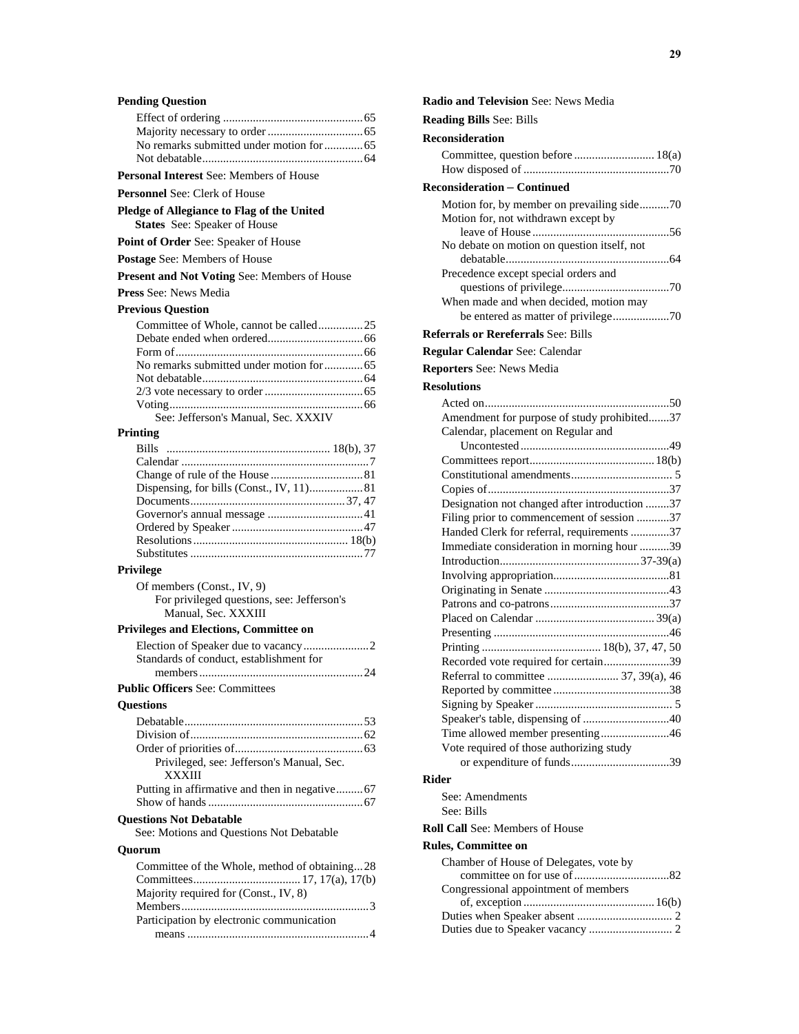**Pending Question**

- Effect of ordering ............................................... 65
- Majority necessary to order ................................ 65
- No remarks submitted under motion for ............. 65
- Not debatable...................................................... 64

**Personal Interest** See: Members of House

**Personnel** See: Clerk of House

**Pledge of Allegiance to Flag of the United States** See: Speaker of House

**Point of Order** See: Speaker of House

**Postage** See: Members of House

**Present and Not Voting** See: Members of House

**Press** See: News Media

**Previous Question**

- Committee of Whole, cannot be called............... 25
- Debate ended when ordered................................ 66
- Form of............................................................... 66
- No remarks submitted under motion for ............. 65
- Not debatable...................................................... 64
- 2/3 vote necessary to order ................................ 65
- Voting................................................................. 66
  - See: Jefferson's Manual, Sec. XXXIV

**Printing**

- Bills ...................................................... 18(b), 37
- Calendar ............................................................... 7
- Change of rule of the House ............................... 81
- Dispensing, for bills (Const., IV, 11).................. 81
- Documents................................................... 37, 47
- Governor's annual message ................................ 41
- Ordered by Speaker ............................................ 47
- Resolutions .................................................... 18(b)
- Substitutes .......................................................... 77

**Privilege**

- Of members (Const., IV, 9)
  - For privileged questions, see: Jefferson's Manual, Sec. XXXIII

**Privileges and Elections, Committee on**

- Election of Speaker due to vacancy ...................... 2
- Standards of conduct, establishment for members ....................................................... 24

**Public Officers** See: Committees

**Questions**

- Debatable............................................................ 53
- Division of.......................................................... 62
- Order of priorities of........................................... 63
  - Privileged, see: Jefferson's Manual, Sec. XXXIII
- Putting in affirmative and then in negative......... 67
- Show of hands .................................................... 67

**Questions Not Debatable**
See: Motions and Questions Not Debatable

**Quorum**

- Committee of the Whole, method of obtaining... 28
- Committees.................................... 17, 17(a), 17(b)
- Majority required for (Const., IV, 8)
- Members............................................................... 3
- Participation by electronic communication means ............................................................ 4

**Radio and Television** See: News Media

**Reading Bills** See: Bills

**Reconsideration**

- Committee, question before ........................... 18(a)
- How disposed of ................................................. 70

**Reconsideration – Continued**

- Motion for, by member on prevailing side.......... 70
- Motion for, not withdrawn except by leave of House .............................................. 56
- No debate on motion on question itself, not debatable....................................................... 64
- Precedence except special orders and questions of privilege.................................... 70
- When made and when decided, motion may be entered as matter of privilege................... 70

**Referrals or Rereferrals** See: Bills

**Regular Calendar** See: Calendar

**Reporters** See: News Media

**Resolutions**

- Acted on.............................................................. 50
- Amendment for purpose of study prohibited....... 37
- Calendar, placement on Regular and Uncontested ................................................. 49
- Committees report.......................................... 18(b)
- Constitutional amendments ................................. 5
- Copies of............................................................. 37
- Designation not changed after introduction ........ 37
- Filing prior to commencement of session ........... 37
- Handed Clerk for referral, requirements ............. 37
- Immediate consideration in morning hour .......... 39
- Introduction............................................... 37-39(a)
- Involving appropriation...................................... 81
- Originating in Senate .......................................... 43
- Patrons and co-patrons........................................ 37
- Placed on Calendar ........................................ 39(a)
- Presenting ........................................................... 46
- Printing ........................................ 18(b), 37, 47, 50
- Recorded vote required for certain...................... 39
- Referral to committee ........................ 37, 39(a), 46
- Reported by committee ....................................... 38
- Signing by Speaker ............................................. 5
- Speaker's table, dispensing of ............................. 40
- Time allowed member presenting....................... 46
- Vote required of those authorizing study or expenditure of funds................................. 39

**Rider**

- See: Amendments
- See: Bills

**Roll Call** See: Members of House

**Rules, Committee on**

- Chamber of House of Delegates, vote by committee on for use of ................................ 82
- Congressional appointment of members of, exception ............................................ 16(b)
- Duties when Speaker absent ................................ 2
- Duties due to Speaker vacancy ............................ 2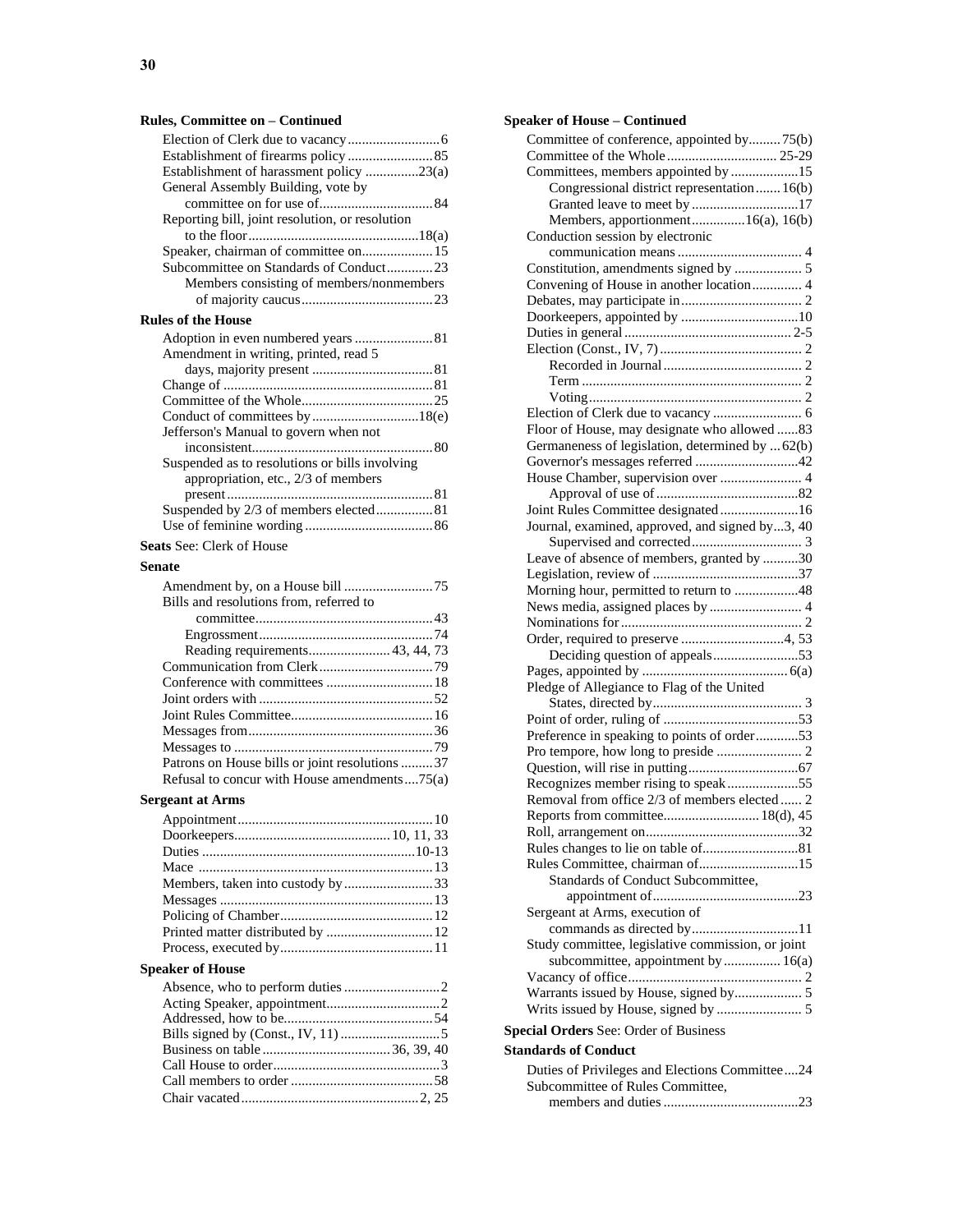**Rules, Committee on – Continued**

- Election of Clerk due to vacancy..........................6
- Establishment of firearms policy........................85
- Establishment of harassment policy ...............23(a)
- General Assembly Building, vote by
  - committee on for use of................................84
- Reporting bill, joint resolution, or resolution
  - to the floor................................................18(a)
- Speaker, chairman of committee on....................15
- Subcommittee on Standards of Conduct.............23
  - Members consisting of members/nonmembers of majority caucus.....................................23

**Rules of the House**

- Adoption in even numbered years ......................81
- Amendment in writing, printed, read 5
  - days, majority present ..................................81
- Change of ...........................................................81
- Committee of the Whole.....................................25
- Conduct of committees by..............................18(e)
- Jefferson's Manual to govern when not
  - inconsistent...................................................80
- Suspended as to resolutions or bills involving appropriation, etc., 2/3 of members
  - present..........................................................81
- Suspended by 2/3 of members elected................81
- Use of feminine wording....................................86

**Seats** See: Clerk of House

**Senate**

- Amendment by, on a House bill .........................75
- Bills and resolutions from, referred to
  - committee.....................................................43
  - Engrossment.................................................74
  - Reading requirements....................... 43, 44, 73
- Communication from Clerk................................79
- Conference with committees ..............................18
- Joint orders with .................................................52
- Joint Rules Committee........................................16
- Messages from....................................................36
- Messages to ........................................................79
- Patrons on House bills or joint resolutions .........37
- Refusal to concur with House amendments....75(a)

**Sergeant at Arms**

- Appointment.......................................................10
- Doorkeepers........................................... 10, 11, 33
- Duties ............................................................10-13
- Mace ..................................................................13
- Members, taken into custody by.........................33
- Messages ............................................................13
- Policing of Chamber...........................................12
- Printed matter distributed by ..............................12
- Process, executed by...........................................11

**Speaker of House**

- Absence, who to perform duties ...........................2
- Acting Speaker, appointment................................2
- Addressed, how to be..........................................54
- Bills signed by (Const., IV, 11) ............................5
- Business on table .................................... 36, 39, 40
- Call House to order...............................................3
- Call members to order ........................................58
- Chair vacated................................................. 2, 25

**Speaker of House – Continued**

- Committee of conference, appointed by.........75(b)
- Committee of the Whole............................... 25-29
- Committees, members appointed by...................15
  - Congressional district representation.......16(b)
  - Granted leave to meet by ..............................17
  - Members, apportionment...............16(a), 16(b)
- Conduction session by electronic
  - communication means ................................... 4
- Constitution, amendments signed by ................... 5
- Convening of House in another location.............. 4
- Debates, may participate in.................................. 2
- Doorkeepers, appointed by .................................10
- Duties in general............................................... 2-5
- Election (Const., IV, 7)......................................... 2
  - Recorded in Journal....................................... 2
  - Term .............................................................. 2
  - Voting............................................................ 2
- Election of Clerk due to vacancy ......................... 6
- Floor of House, may designate who allowed ......83
- Germaneness of legislation, determined by ... 62(b)
- Governor's messages referred .............................42
- House Chamber, supervision over ....................... 4
  - Approval of use of........................................82
- Joint Rules Committee designated......................16
- Journal, examined, approved, and signed by...3, 40
  - Supervised and corrected............................... 3
- Leave of absence of members, granted by ..........30
- Legislation, review of .........................................37
- Morning hour, permitted to return to ..................48
- News media, assigned places by .......................... 4
- Nominations for................................................... 2
- Order, required to preserve .............................4, 53
  - Deciding question of appeals........................53
- Pages, appointed by ......................................... 6(a)
- Pledge of Allegiance to Flag of the United
  - States, directed by.......................................... 3
- Point of order, ruling of ......................................53
- Preference in speaking to points of order............53
- Pro tempore, how long to preside ........................ 2
- Question, will rise in putting...............................67
- Recognizes member rising to speak....................55
- Removal from office 2/3 of members elected...... 2
- Reports from committee........................... 18(d), 45
- Roll, arrangement on...........................................32
- Rules changes to lie on table of...........................81
- Rules Committee, chairman of............................15
  - Standards of Conduct Subcommittee,
    - appointment of.........................................23
- Sergeant at Arms, execution of
  - commands as directed by..............................11
- Study committee, legislative commission, or joint
  - subcommittee, appointment by ................ 16(a)
- Vacancy of office................................................. 2
- Warrants issued by House, signed by................... 5
- Writs issued by House, signed by ........................ 5

**Special Orders** See: Order of Business

**Standards of Conduct**

- Duties of Privileges and Elections Committee....24
- Subcommittee of Rules Committee,
  - members and duties......................................23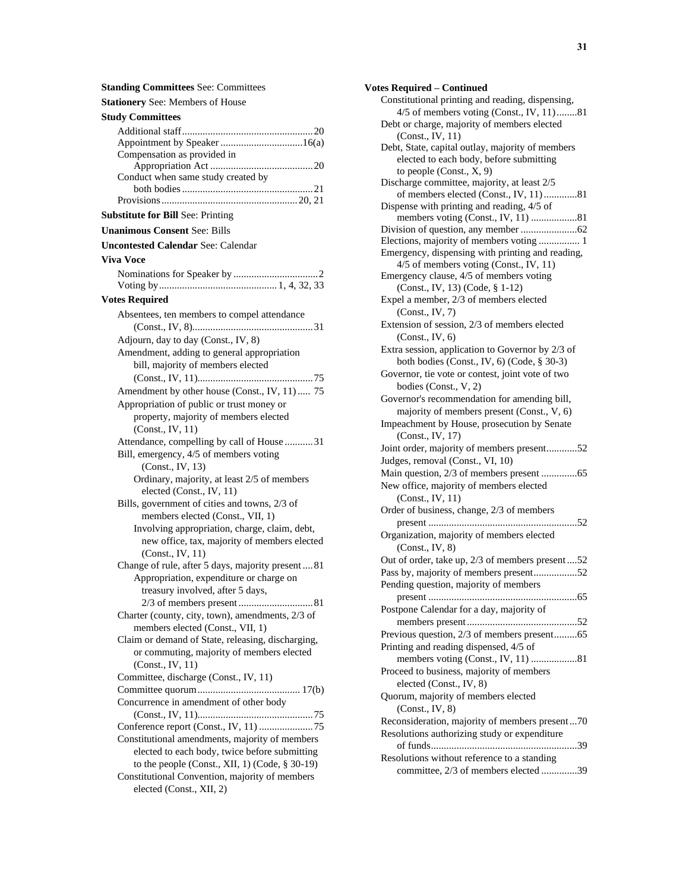**Standing Committees** See: Committees

**Stationery** See: Members of House

**Study Committees**

- Additional staff....20
- Appointment by Speaker....16(a)
- Compensation as provided in Appropriation Act....20
- Conduct when same study created by both bodies....21
- Provisions....20, 21

**Substitute for Bill** See: Printing

**Unanimous Consent** See: Bills

**Uncontested Calendar** See: Calendar

**Viva Voce**

- Nominations for Speaker by....2
- Voting by....1, 4, 32, 33

**Votes Required**

- Absentees, ten members to compel attendance (Const., IV, 8)....31
- Adjourn, day to day (Const., IV, 8)
- Amendment, adding to general appropriation bill, majority of members elected (Const., IV, 11)....75
- Amendment by other house (Const., IV, 11).....75
- Appropriation of public or trust money or property, majority of members elected (Const., IV, 11)
- Attendance, compelling by call of House....31
- Bill, emergency, 4/5 of members voting (Const., IV, 13)
    - Ordinary, majority, at least 2/5 of members elected (Const., IV, 11)
- Bills, government of cities and towns, 2/3 of members elected (Const., VII, 1)
    - Involving appropriation, charge, claim, debt, new office, tax, majority of members elected (Const., IV, 11)
- Change of rule, after 5 days, majority present....81
    - Appropriation, expenditure or charge on treasury involved, after 5 days, 2/3 of members present....81
- Charter (county, city, town), amendments, 2/3 of members elected (Const., VII, 1)
- Claim or demand of State, releasing, discharging, or commuting, majority of members elected (Const., IV, 11)
- Committee, discharge (Const., IV, 11)
- Committee quorum....17(b)
- Concurrence in amendment of other body (Const., IV, 11)....75
- Conference report (Const., IV, 11)....75
- Constitutional amendments, majority of members elected to each body, twice before submitting to the people (Const., XII, 1) (Code, § 30-19)
- Constitutional Convention, majority of members elected (Const., XII, 2)

**Votes Required – Continued**

- Constitutional printing and reading, dispensing, 4/5 of members voting (Const., IV, 11)....81
- Debt or charge, majority of members elected (Const., IV, 11)
- Debt, State, capital outlay, majority of members elected to each body, before submitting to people (Const., X, 9)
- Discharge committee, majority, at least 2/5 of members elected (Const., IV, 11)....81
- Dispense with printing and reading, 4/5 of members voting (Const., IV, 11)....81
- Division of question, any member....62
- Elections, majority of members voting....1
- Emergency, dispensing with printing and reading, 4/5 of members voting (Const., IV, 11)
- Emergency clause, 4/5 of members voting (Const., IV, 13) (Code, § 1-12)
- Expel a member, 2/3 of members elected (Const., IV, 7)
- Extension of session, 2/3 of members elected (Const., IV, 6)
- Extra session, application to Governor by 2/3 of both bodies (Const., IV, 6) (Code, § 30-3)
- Governor, tie vote or contest, joint vote of two bodies (Const., V, 2)
- Governor's recommendation for amending bill, majority of members present (Const., V, 6)
- Impeachment by House, prosecution by Senate (Const., IV, 17)
- Joint order, majority of members present....52
- Judges, removal (Const., VI, 10)
- Main question, 2/3 of members present....65
- New office, majority of members elected (Const., IV, 11)
- Order of business, change, 2/3 of members present....52
- Organization, majority of members elected (Const., IV, 8)
- Out of order, take up, 2/3 of members present....52
- Pass by, majority of members present....52
- Pending question, majority of members present....65
- Postpone Calendar for a day, majority of members present....52
- Previous question, 2/3 of members present....65
- Printing and reading dispensed, 4/5 of members voting (Const., IV, 11)....81
- Proceed to business, majority of members elected (Const., IV, 8)
- Quorum, majority of members elected (Const., IV, 8)
- Reconsideration, majority of members present...70
- Resolutions authorizing study or expenditure of funds....39
- Resolutions without reference to a standing committee, 2/3 of members elected....39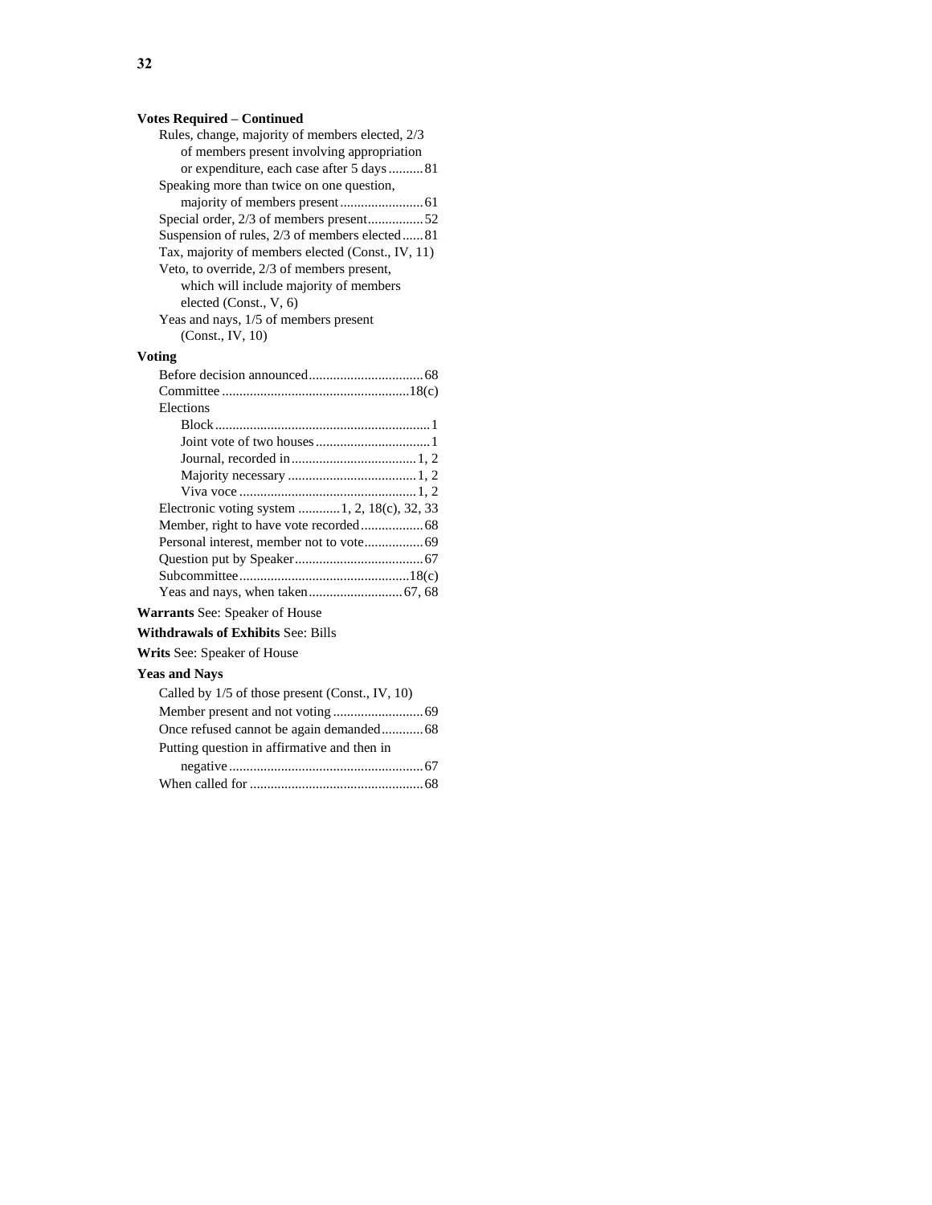**Votes Required – Continued**

- Rules, change, majority of members elected, 2/3 of members present involving appropriation or expenditure, each case after 5 days .......... 81
- Speaking more than twice on one question, majority of members present ........................ 61
- Special order, 2/3 of members present ................ 52
- Suspension of rules, 2/3 of members elected ...... 81
- Tax, majority of members elected (Const., IV, 11)
- Veto, to override, 2/3 of members present, which will include majority of members elected (Const., V, 6)
- Yeas and nays, 1/5 of members present (Const., IV, 10)

**Voting**

- Before decision announced ................................. 68
- Committee ..................................................... 18(c)
- Elections
  - Block ............................................................. 1
  - Joint vote of two houses ................................. 1
  - Journal, recorded in .................................... 1, 2
  - Majority necessary ..................................... 1, 2
  - Viva voce .................................................... 1, 2
- Electronic voting system ............ 1, 2, 18(c), 32, 33
- Member, right to have vote recorded .................. 68
- Personal interest, member not to vote ................. 69
- Question put by Speaker ..................................... 67
- Subcommittee ................................................ 18(c)
- Yeas and nays, when taken ........................... 67, 68

**Warrants** See: Speaker of House

**Withdrawals of Exhibits** See: Bills

**Writs** See: Speaker of House

**Yeas and Nays**

- Called by 1/5 of those present (Const., IV, 10)
- Member present and not voting .......................... 69
- Once refused cannot be again demanded ............ 68
- Putting question in affirmative and then in negative ........................................................ 67
- When called for .................................................. 68